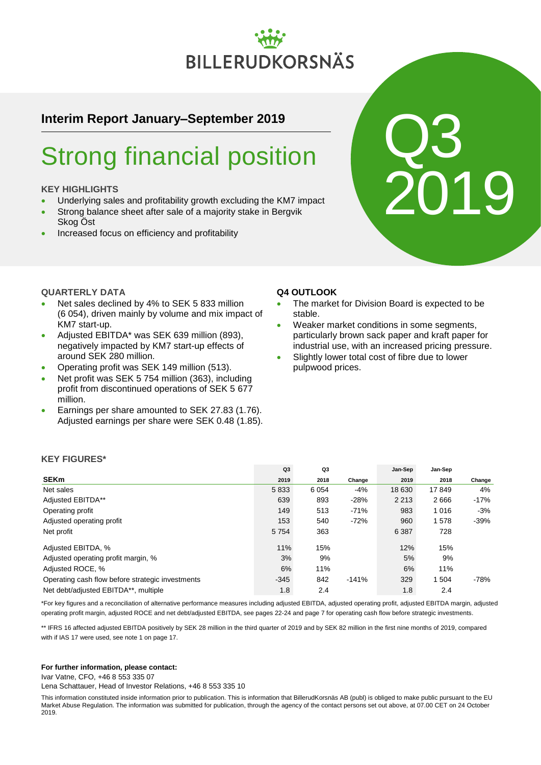BILLERUDKORSNÄS

## Interim Report January–September 2019

# Strong financial position

Q3 2019

### KEY HIGHLIGHTS

- Underlying sales and profitability growth excluding the KM7 impact
- Strong balance sheet after sale of a majority stake in Bergvik Skog Öst
- Increased focus on efficiency and profitability

### QUARTERLY DATA

- Net sales declined by 4% to SEK 5 833 million (6 054), driven mainly by volume and mix impact of KM7 start-up.
- Adjusted EBITDA* was SEK 639 million (893), negatively impacted by KM7 start-up effects of around SEK 280 million.
- Operating profit was SEK 149 million (513).
- Net profit was SEK 5 754 million (363), including profit from discontinued operations of SEK 5 677 million.
- Earnings per share amounted to SEK 27.83 (1.76). Adjusted earnings per share were SEK 0.48 (1.85).

### Q4 OUTLOOK

- The market for Division Board is expected to be stable.
- Weaker market conditions in some segments, particularly brown sack paper and kraft paper for industrial use, with an increased pricing pressure.
- Slightly lower total cost of fibre due to lower pulpwood prices.

### KEY FIGURES*

| SEKm | Q3 2019 | Q3 2018 | Change | Jan-Sep 2019 | Jan-Sep 2018 | Change |
|---|---|---|---|---|---|---|
| Net sales | 5 833 | 6 054 | -4% | 18 630 | 17 849 | 4% |
| Adjusted EBITDA** | 639 | 893 | -28% | 2 213 | 2 666 | -17% |
| Operating profit | 149 | 513 | -71% | 983 | 1 016 | -3% |
| Adjusted operating profit | 153 | 540 | -72% | 960 | 1 578 | -39% |
| Net profit | 5 754 | 363 | | 6 387 | 728 | |
| Adjusted EBITDA, % | 11% | 15% | | 12% | 15% | |
| Adjusted operating profit margin, % | 3% | 9% | | 5% | 9% | |
| Adjusted ROCE, % | 6% | 11% | | 6% | 11% | |
| Operating cash flow before strategic investments | -345 | 842 | -141% | 329 | 1 504 | -78% |
| Net debt/adjusted EBITDA**, multiple | 1.8 | 2.4 | | 1.8 | 2.4 | |

*For key figures and a reconciliation of alternative performance measures including adjusted EBITDA, adjusted operating profit, adjusted EBITDA margin, adjusted operating profit margin, adjusted ROCE and net debt/adjusted EBITDA, see pages 22-24 and page 7 for operating cash flow before strategic investments.

** IFRS 16 affected adjusted EBITDA positively by SEK 28 million in the third quarter of 2019 and by SEK 82 million in the first nine months of 2019, compared with if IAS 17 were used, see note 1 on page 17.

**For further information, please contact:**

Ivar Vatne, CFO, +46 8 553 335 07

Lena Schattauer, Head of Investor Relations, +46 8 553 335 10

This information constituted inside information prior to publication. This is information that BillerudKorsnäs AB (publ) is obliged to make public pursuant to the EU Market Abuse Regulation. The information was submitted for publication, through the agency of the contact persons set out above, at 07.00 CET on 24 October 2019.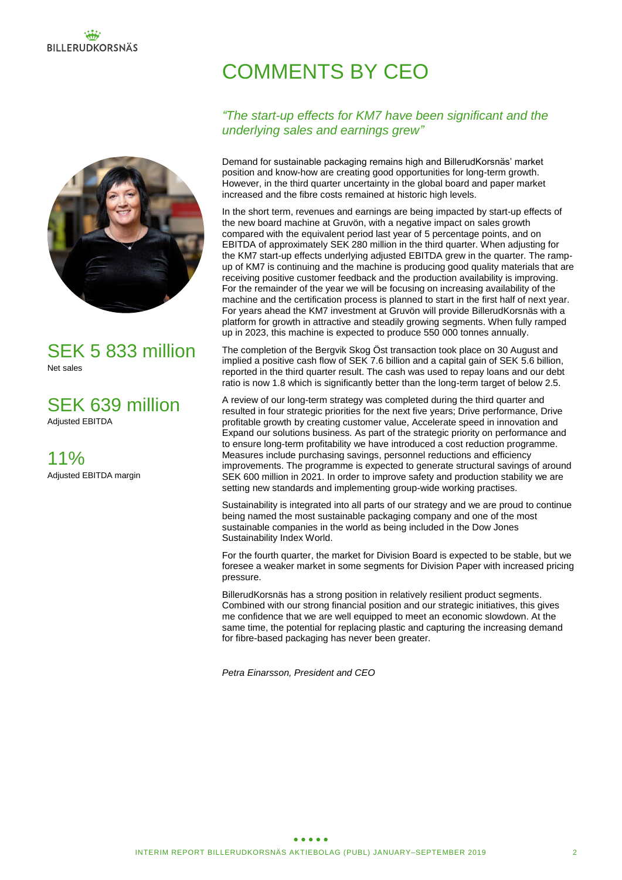# COMMENTS BY CEO

*"The start-up effects for KM7 have been significant and the underlying sales and earnings grew"*

SEK 5 833 million
Net sales

SEK 639 million
Adjusted EBITDA

11%
Adjusted EBITDA margin

Demand for sustainable packaging remains high and BillerudKorsnäs' market position and know-how are creating good opportunities for long-term growth. However, in the third quarter uncertainty in the global board and paper market increased and the fibre costs remained at historic high levels.

In the short term, revenues and earnings are being impacted by start-up effects of the new board machine at Gruvön, with a negative impact on sales growth compared with the equivalent period last year of 5 percentage points, and on EBITDA of approximately SEK 280 million in the third quarter. When adjusting for the KM7 start-up effects underlying adjusted EBITDA grew in the quarter. The ramp-up of KM7 is continuing and the machine is producing good quality materials that are receiving positive customer feedback and the production availability is improving. For the remainder of the year we will be focusing on increasing availability of the machine and the certification process is planned to start in the first half of next year. For years ahead the KM7 investment at Gruvön will provide BillerudKorsnäs with a platform for growth in attractive and steadily growing segments. When fully ramped up in 2023, this machine is expected to produce 550 000 tonnes annually.

The completion of the Bergvik Skog Öst transaction took place on 30 August and implied a positive cash flow of SEK 7.6 billion and a capital gain of SEK 5.6 billion, reported in the third quarter result. The cash was used to repay loans and our debt ratio is now 1.8 which is significantly better than the long-term target of below 2.5.

A review of our long-term strategy was completed during the third quarter and resulted in four strategic priorities for the next five years; Drive performance, Drive profitable growth by creating customer value, Accelerate speed in innovation and Expand our solutions business. As part of the strategic priority on performance and to ensure long-term profitability we have introduced a cost reduction programme. Measures include purchasing savings, personnel reductions and efficiency improvements. The programme is expected to generate structural savings of around SEK 600 million in 2021. In order to improve safety and production stability we are setting new standards and implementing group-wide working practises.

Sustainability is integrated into all parts of our strategy and we are proud to continue being named the most sustainable packaging company and one of the most sustainable companies in the world as being included in the Dow Jones Sustainability Index World.

For the fourth quarter, the market for Division Board is expected to be stable, but we foresee a weaker market in some segments for Division Paper with increased pricing pressure.

BillerudKorsnäs has a strong position in relatively resilient product segments. Combined with our strong financial position and our strategic initiatives, this gives me confidence that we are well equipped to meet an economic slowdown. At the same time, the potential for replacing plastic and capturing the increasing demand for fibre-based packaging has never been greater.

*Petra Einarsson, President and CEO*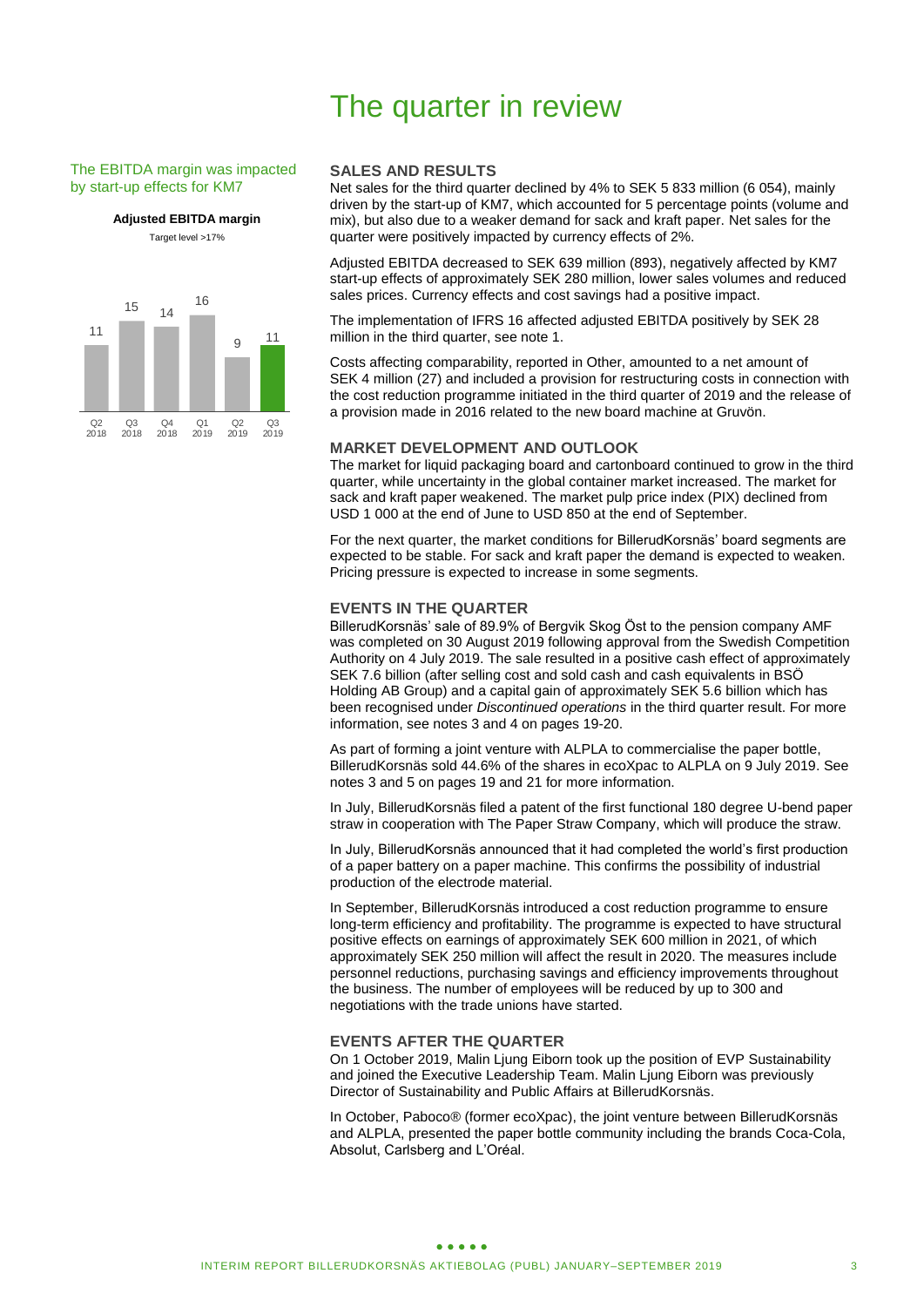# The quarter in review

The EBITDA margin was impacted by start-up effects for KM7

**Adjusted EBITDA margin**

Target level >17%

| Q2 2018 | Q3 2018 | Q4 2018 | Q1 2019 | Q2 2019 | Q3 2019 |
|---|---|---|---|---|---|
| 11 | 15 | 14 | 16 | 9 | 11 |

## SALES AND RESULTS

Net sales for the third quarter declined by 4% to SEK 5 833 million (6 054), mainly driven by the start-up of KM7, which accounted for 5 percentage points (volume and mix), but also due to a weaker demand for sack and kraft paper. Net sales for the quarter were positively impacted by currency effects of 2%.

Adjusted EBITDA decreased to SEK 639 million (893), negatively affected by KM7 start-up effects of approximately SEK 280 million, lower sales volumes and reduced sales prices. Currency effects and cost savings had a positive impact.

The implementation of IFRS 16 affected adjusted EBITDA positively by SEK 28 million in the third quarter, see note 1.

Costs affecting comparability, reported in Other, amounted to a net amount of SEK 4 million (27) and included a provision for restructuring costs in connection with the cost reduction programme initiated in the third quarter of 2019 and the release of a provision made in 2016 related to the new board machine at Gruvön.

## MARKET DEVELOPMENT AND OUTLOOK

The market for liquid packaging board and cartonboard continued to grow in the third quarter, while uncertainty in the global container market increased. The market for sack and kraft paper weakened. The market pulp price index (PIX) declined from USD 1 000 at the end of June to USD 850 at the end of September.

For the next quarter, the market conditions for BillerudKorsnäs' board segments are expected to be stable. For sack and kraft paper the demand is expected to weaken. Pricing pressure is expected to increase in some segments.

## EVENTS IN THE QUARTER

BillerudKorsnäs' sale of 89.9% of Bergvik Skog Öst to the pension company AMF was completed on 30 August 2019 following approval from the Swedish Competition Authority on 4 July 2019. The sale resulted in a positive cash effect of approximately SEK 7.6 billion (after selling cost and sold cash and cash equivalents in BSÖ Holding AB Group) and a capital gain of approximately SEK 5.6 billion which has been recognised under *Discontinued operations* in the third quarter result. For more information, see notes 3 and 4 on pages 19-20.

As part of forming a joint venture with ALPLA to commercialise the paper bottle, BillerudKorsnäs sold 44.6% of the shares in ecoXpac to ALPLA on 9 July 2019. See notes 3 and 5 on pages 19 and 21 for more information.

In July, BillerudKorsnäs filed a patent of the first functional 180 degree U-bend paper straw in cooperation with The Paper Straw Company, which will produce the straw.

In July, BillerudKorsnäs announced that it had completed the world's first production of a paper battery on a paper machine. This confirms the possibility of industrial production of the electrode material.

In September, BillerudKorsnäs introduced a cost reduction programme to ensure long-term efficiency and profitability. The programme is expected to have structural positive effects on earnings of approximately SEK 600 million in 2021, of which approximately SEK 250 million will affect the result in 2020. The measures include personnel reductions, purchasing savings and efficiency improvements throughout the business. The number of employees will be reduced by up to 300 and negotiations with the trade unions have started.

## EVENTS AFTER THE QUARTER

On 1 October 2019, Malin Ljung Eiborn took up the position of EVP Sustainability and joined the Executive Leadership Team. Malin Ljung Eiborn was previously Director of Sustainability and Public Affairs at BillerudKorsnäs.

In October, Paboco® (former ecoXpac), the joint venture between BillerudKorsnäs and ALPLA, presented the paper bottle community including the brands Coca-Cola, Absolut, Carlsberg and L'Oréal.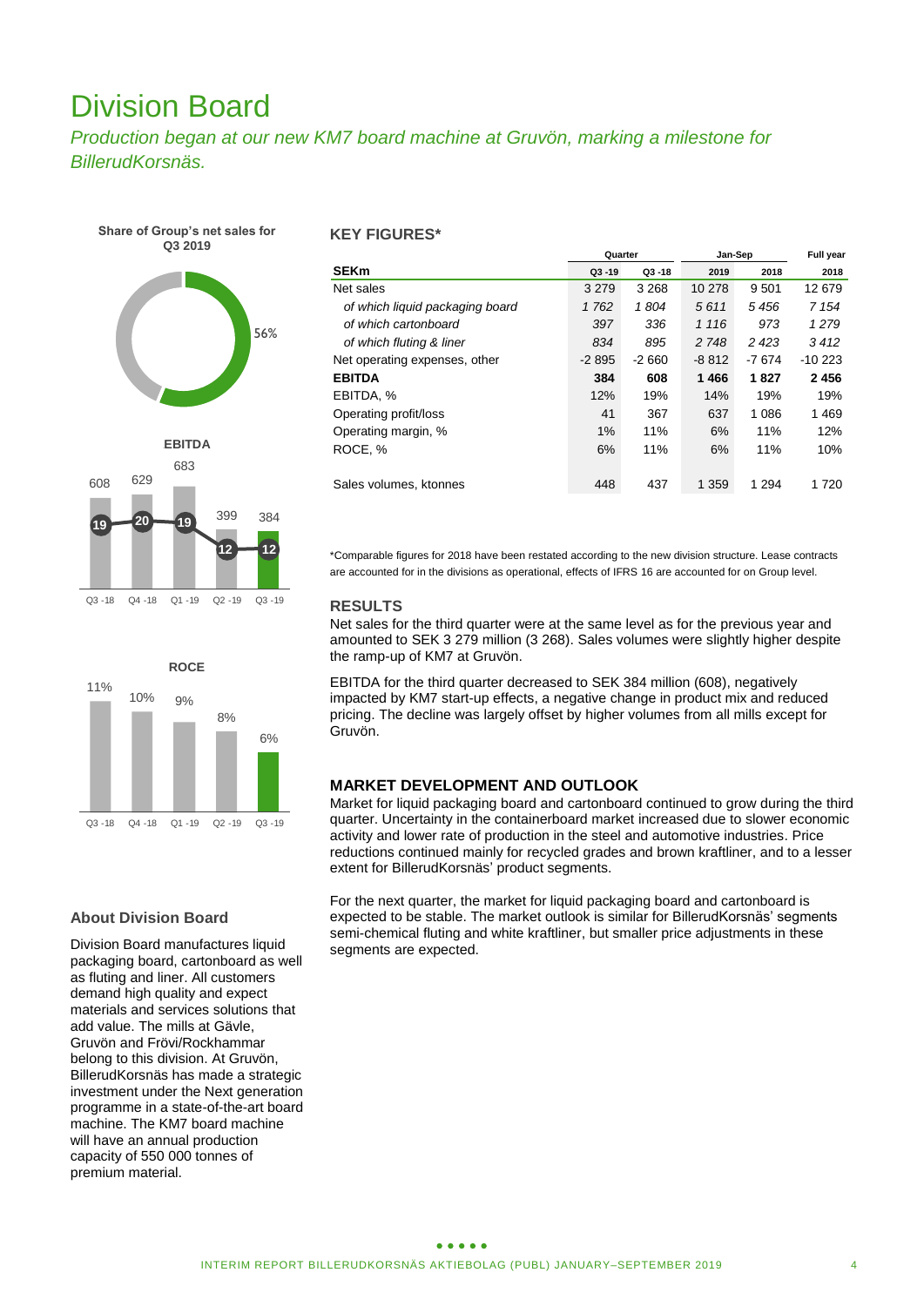# Division Board

*Production began at our new KM7 board machine at Gruvön, marking a milestone for BillerudKorsnäs.*

**Share of Group's net sales for Q3 2019**

56%

**EBITDA**

| | Q3 -18 | Q4 -18 | Q1 -19 | Q2 -19 | Q3 -19 |
|---|---|---|---|---|---|
| EBITDA | 608 | 629 | 683 | 399 | 384 |
| EBITDA, % | 19 | 20 | 19 | 12 | 12 |

**ROCE**

| Q3 -18 | Q4 -18 | Q1 -19 | Q2 -19 | Q3 -19 |
|---|---|---|---|---|
| 11% | 10% | 9% | 8% | 6% |

## About Division Board

Division Board manufactures liquid packaging board, cartonboard as well as fluting and liner. All customers demand high quality and expect materials and services solutions that add value. The mills at Gävle, Gruvön and Frövi/Rockhammar belong to this division. At Gruvön, BillerudKorsnäs has made a strategic investment under the Next generation programme in a state-of-the-art board machine. The KM7 board machine will have an annual production capacity of 550 000 tonnes of premium material.

## KEY FIGURES*

| | Quarter | | Jan-Sep | | Full year |
|---|---|---|---|---|---|
| **SEKm** | **Q3 -19** | **Q3 -18** | **2019** | **2018** | **2018** |
| Net sales | 3 279 | 3 268 | 10 278 | 9 501 | 12 679 |
| *of which liquid packaging board* | *1 762* | *1 804* | *5 611* | *5 456* | *7 154* |
| *of which cartonboard* | *397* | *336* | *1 116* | *973* | *1 279* |
| *of which fluting & liner* | *834* | *895* | *2 748* | *2 423* | *3 412* |
| Net operating expenses, other | -2 895 | -2 660 | -8 812 | -7 674 | -10 223 |
| **EBITDA** | **384** | **608** | **1 466** | **1 827** | **2 456** |
| EBITDA, % | 12% | 19% | 14% | 19% | 19% |
| Operating profit/loss | 41 | 367 | 637 | 1 086 | 1 469 |
| Operating margin, % | 1% | 11% | 6% | 11% | 12% |
| ROCE, % | 6% | 11% | 6% | 11% | 10% |
| Sales volumes, ktonnes | 448 | 437 | 1 359 | 1 294 | 1 720 |

*Comparable figures for 2018 have been restated according to the new division structure. Lease contracts are accounted for in the divisions as operational, effects of IFRS 16 are accounted for on Group level.

### RESULTS

Net sales for the third quarter were at the same level as for the previous year and amounted to SEK 3 279 million (3 268). Sales volumes were slightly higher despite the ramp-up of KM7 at Gruvön.

EBITDA for the third quarter decreased to SEK 384 million (608), negatively impacted by KM7 start-up effects, a negative change in product mix and reduced pricing. The decline was largely offset by higher volumes from all mills except for Gruvön.

### MARKET DEVELOPMENT AND OUTLOOK

Market for liquid packaging board and cartonboard continued to grow during the third quarter. Uncertainty in the containerboard market increased due to slower economic activity and lower rate of production in the steel and automotive industries. Price reductions continued mainly for recycled grades and brown kraftliner, and to a lesser extent for BillerudKorsnäs' product segments.

For the next quarter, the market for liquid packaging board and cartonboard is expected to be stable. The market outlook is similar for BillerudKorsnäs' segments semi-chemical fluting and white kraftliner, but smaller price adjustments in these segments are expected.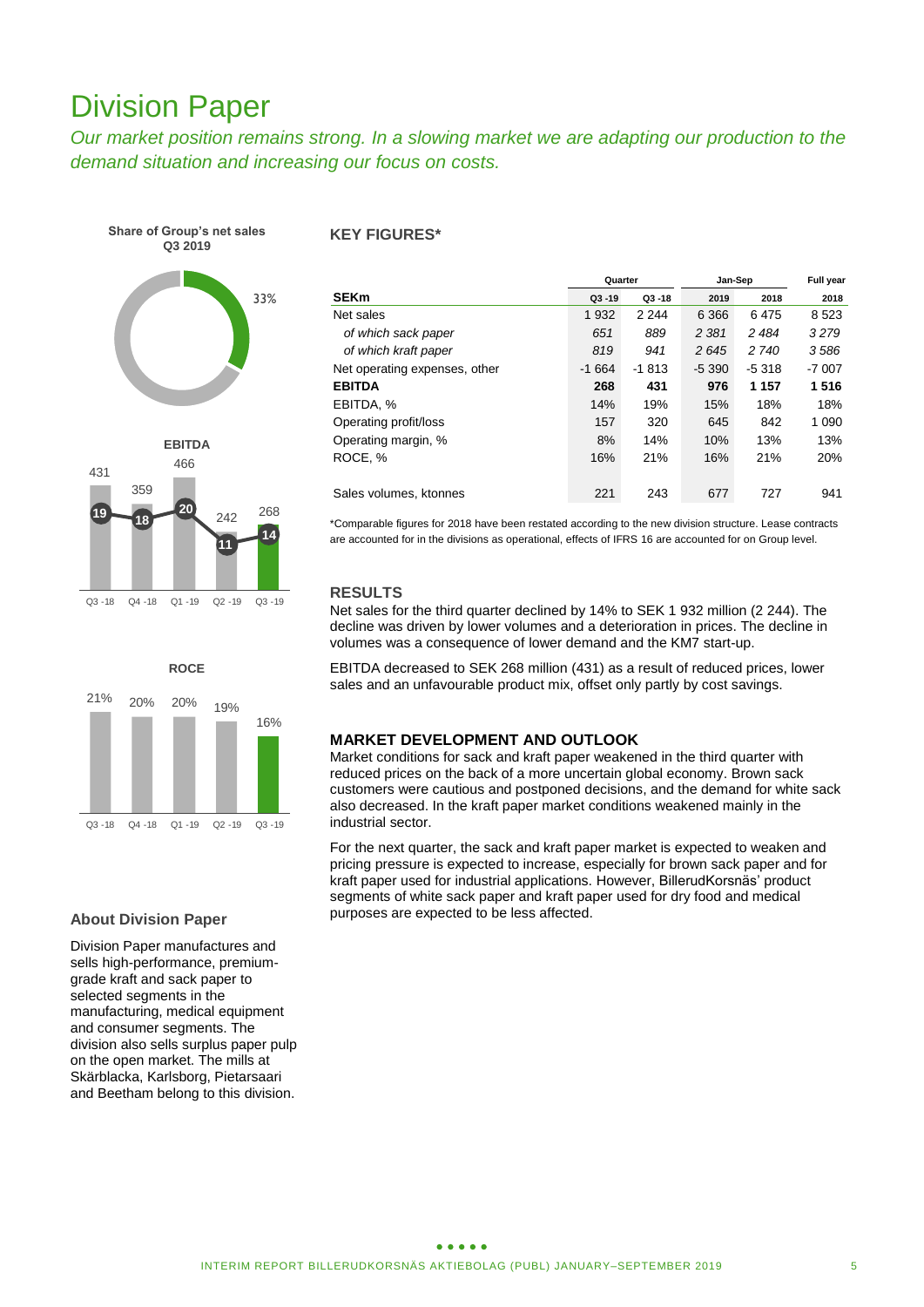# Division Paper

*Our market position remains strong. In a slowing market we are adapting our production to the demand situation and increasing our focus on costs.*

**Share of Group's net sales Q3 2019**

33%

**EBITDA**

| | Q3 -18 | Q4 -18 | Q1 -19 | Q2 -19 | Q3 -19 |
|---|---|---|---|---|---|
| EBITDA | 431 | 359 | 466 | 242 | 268 |
| EBITDA, % | 19 | 18 | 20 | 11 | 14 |

**ROCE**

| Q3 -18 | Q4 -18 | Q1 -19 | Q2 -19 | Q3 -19 |
|---|---|---|---|---|
| 21% | 20% | 20% | 19% | 16% |

### KEY FIGURES*

| | Quarter | | Jan-Sep | | Full year |
|---|---|---|---|---|---|
| **SEKm** | **Q3 -19** | **Q3 -18** | **2019** | **2018** | **2018** |
| Net sales | 1 932 | 2 244 | 6 366 | 6 475 | 8 523 |
| *of which sack paper* | *651* | *889* | *2 381* | *2 484* | *3 279* |
| *of which kraft paper* | *819* | *941* | *2 645* | *2 740* | *3 586* |
| Net operating expenses, other | -1 664 | -1 813 | -5 390 | -5 318 | -7 007 |
| **EBITDA** | **268** | **431** | **976** | **1 157** | **1 516** |
| EBITDA, % | 14% | 19% | 15% | 18% | 18% |
| Operating profit/loss | 157 | 320 | 645 | 842 | 1 090 |
| Operating margin, % | 8% | 14% | 10% | 13% | 13% |
| ROCE, % | 16% | 21% | 16% | 21% | 20% |
| Sales volumes, ktonnes | 221 | 243 | 677 | 727 | 941 |

*Comparable figures for 2018 have been restated according to the new division structure. Lease contracts are accounted for in the divisions as operational, effects of IFRS 16 are accounted for on Group level.

### RESULTS

Net sales for the third quarter declined by 14% to SEK 1 932 million (2 244). The decline was driven by lower volumes and a deterioration in prices. The decline in volumes was a consequence of lower demand and the KM7 start-up.

EBITDA decreased to SEK 268 million (431) as a result of reduced prices, lower sales and an unfavourable product mix, offset only partly by cost savings.

### MARKET DEVELOPMENT AND OUTLOOK

Market conditions for sack and kraft paper weakened in the third quarter with reduced prices on the back of a more uncertain global economy. Brown sack customers were cautious and postponed decisions, and the demand for white sack also decreased. In the kraft paper market conditions weakened mainly in the industrial sector.

For the next quarter, the sack and kraft paper market is expected to weaken and pricing pressure is expected to increase, especially for brown sack paper and for kraft paper used for industrial applications. However, BillerudKorsnäs' product segments of white sack paper and kraft paper used for dry food and medical purposes are expected to be less affected.

### About Division Paper

Division Paper manufactures and sells high-performance, premium-grade kraft and sack paper to selected segments in the manufacturing, medical equipment and consumer segments. The division also sells surplus paper pulp on the open market. The mills at Skärblacka, Karlsborg, Pietarsaari and Beetham belong to this division.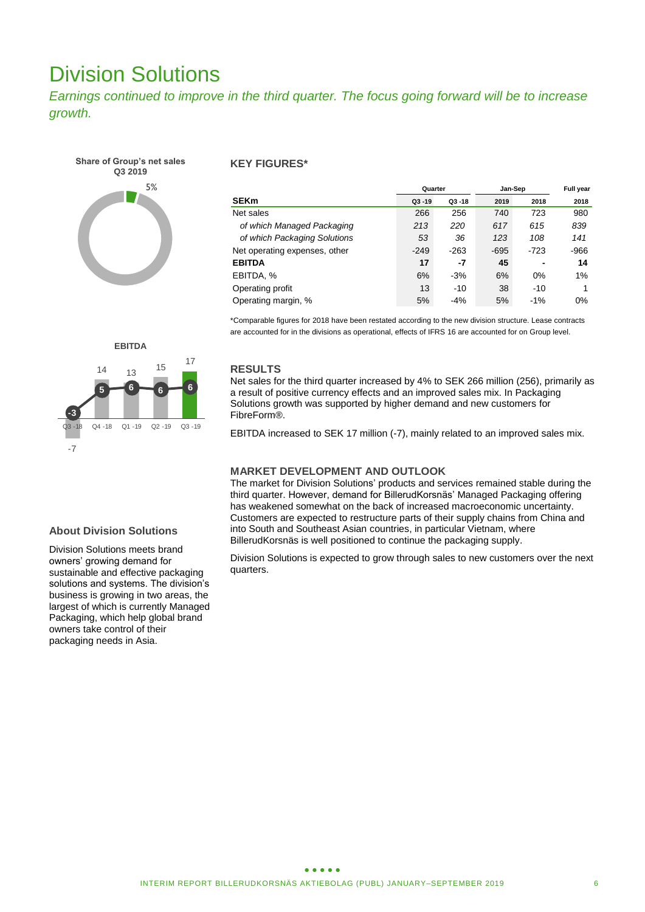# Division Solutions

*Earnings continued to improve in the third quarter. The focus going forward will be to increase growth.*

**Share of Group's net sales Q3 2019**

5%

### KEY FIGURES*

| | Quarter | | Jan-Sep | | Full year |
|---|---|---|---|---|---|
| **SEKm** | **Q3 -19** | **Q3 -18** | **2019** | **2018** | **2018** |
| Net sales | 266 | 256 | 740 | 723 | 980 |
| *of which Managed Packaging* | *213* | *220* | *617* | *615* | *839* |
| *of which Packaging Solutions* | *53* | *36* | *123* | *108* | *141* |
| Net operating expenses, other | -249 | -263 | -695 | -723 | -966 |
| **EBITDA** | **17** | **-7** | **45** | **-** | **14** |
| EBITDA, % | 6% | -3% | 6% | 0% | 1% |
| Operating profit | 13 | -10 | 38 | -10 | 1 |
| Operating margin, % | 5% | -4% | 5% | -1% | 0% |

*Comparable figures for 2018 have been restated according to the new division structure. Lease contracts are accounted for in the divisions as operational, effects of IFRS 16 are accounted for on Group level.

**EBITDA**

| | Q3 -18 | Q4 -18 | Q1 -19 | Q2 -19 | Q3 -19 |
|---|---|---|---|---|---|
| EBITDA | -7 | 14 | 13 | 15 | 17 |
| Margin, % | -3 | 5 | 6 | 6 | 6 |

### RESULTS

Net sales for the third quarter increased by 4% to SEK 266 million (256), primarily as a result of positive currency effects and an improved sales mix. In Packaging Solutions growth was supported by higher demand and new customers for FibreForm®.

EBITDA increased to SEK 17 million (-7), mainly related to an improved sales mix.

### MARKET DEVELOPMENT AND OUTLOOK

The market for Division Solutions' products and services remained stable during the third quarter. However, demand for BillerudKorsnäs' Managed Packaging offering has weakened somewhat on the back of increased macroeconomic uncertainty. Customers are expected to restructure parts of their supply chains from China and into South and Southeast Asian countries, in particular Vietnam, where BillerudKorsnäs is well positioned to continue the packaging supply.

Division Solutions is expected to grow through sales to new customers over the next quarters.

### About Division Solutions

Division Solutions meets brand owners' growing demand for sustainable and effective packaging solutions and systems. The division's business is growing in two areas, the largest of which is currently Managed Packaging, which help global brand owners take control of their packaging needs in Asia.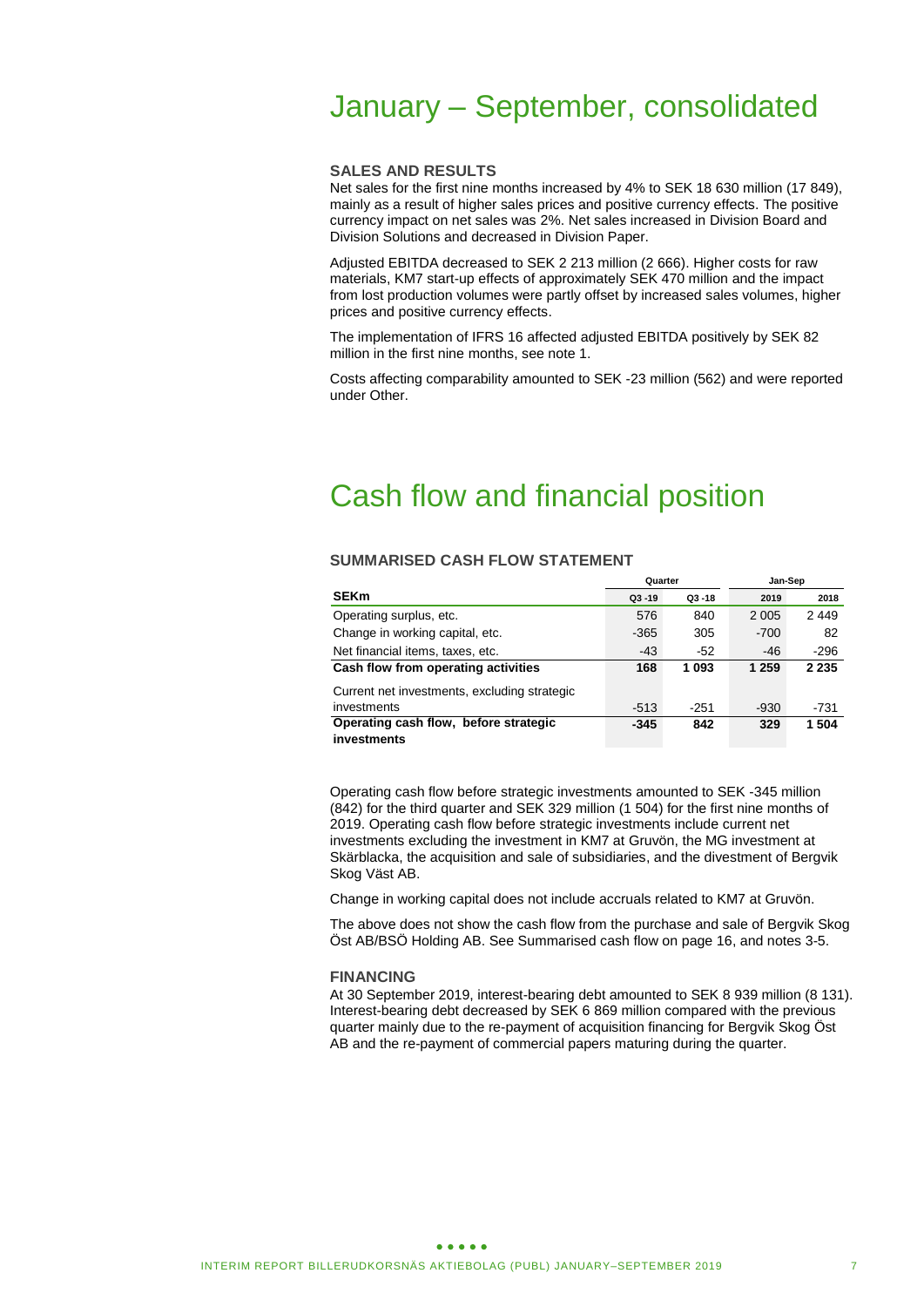# January – September, consolidated

### SALES AND RESULTS

Net sales for the first nine months increased by 4% to SEK 18 630 million (17 849), mainly as a result of higher sales prices and positive currency effects. The positive currency impact on net sales was 2%. Net sales increased in Division Board and Division Solutions and decreased in Division Paper.

Adjusted EBITDA decreased to SEK 2 213 million (2 666). Higher costs for raw materials, KM7 start-up effects of approximately SEK 470 million and the impact from lost production volumes were partly offset by increased sales volumes, higher prices and positive currency effects.

The implementation of IFRS 16 affected adjusted EBITDA positively by SEK 82 million in the first nine months, see note 1.

Costs affecting comparability amounted to SEK -23 million (562) and were reported under Other.

# Cash flow and financial position

### SUMMARISED CASH FLOW STATEMENT

| | Quarter | | Jan-Sep | |
|---|---|---|---|---|
| **SEKm** | Q3 -19 | Q3 -18 | 2019 | 2018 |
| Operating surplus, etc. | 576 | 840 | 2 005 | 2 449 |
| Change in working capital, etc. | -365 | 305 | -700 | 82 |
| Net financial items, taxes, etc. | -43 | -52 | -46 | -296 |
| **Cash flow from operating activities** | **168** | **1 093** | **1 259** | **2 235** |
| Current net investments, excluding strategic investments | -513 | -251 | -930 | -731 |
| **Operating cash flow, before strategic investments** | **-345** | **842** | **329** | **1 504** |

Operating cash flow before strategic investments amounted to SEK -345 million (842) for the third quarter and SEK 329 million (1 504) for the first nine months of 2019. Operating cash flow before strategic investments include current net investments excluding the investment in KM7 at Gruvön, the MG investment at Skärblacka, the acquisition and sale of subsidiaries, and the divestment of Bergvik Skog Väst AB.

Change in working capital does not include accruals related to KM7 at Gruvön.

The above does not show the cash flow from the purchase and sale of Bergvik Skog Öst AB/BSÖ Holding AB. See Summarised cash flow on page 16, and notes 3-5.

### FINANCING

At 30 September 2019, interest-bearing debt amounted to SEK 8 939 million (8 131). Interest-bearing debt decreased by SEK 6 869 million compared with the previous quarter mainly due to the re-payment of acquisition financing for Bergvik Skog Öst AB and the re-payment of commercial papers maturing during the quarter.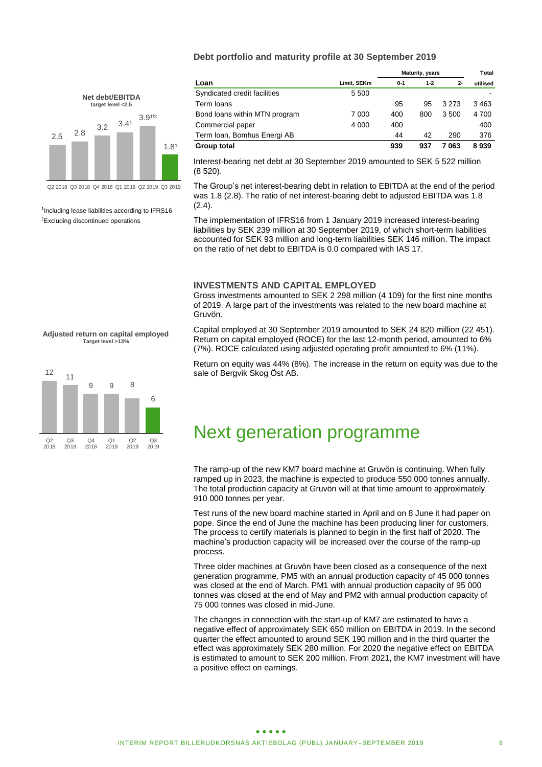**Net debt/EBITDA**
target level <2.5

| Q2 2018 | Q3 2018 | Q4 2018 | Q1 2019 | Q2 2019 | Q3 2019 |
|---|---|---|---|---|---|
| 2.5 | 2.8 | 3.2 | 3.4[1] | 3.9[1,2] | 1.8[1] |

[1]Including lease liabilities according to IFRS16
[2]Excluding discontinued operations

### Debt portfolio and maturity profile at 30 September 2019

| Loan | Limit, SEKm | Maturity, years 0-1 | 1-2 | 2- | Total utilised |
|---|---|---|---|---|---|
| Syndicated credit facilities | 5 500 | | | | - |
| Term loans | | 95 | 95 | 3 273 | 3 463 |
| Bond loans within MTN program | 7 000 | 400 | 800 | 3 500 | 4 700 |
| Commercial paper | 4 000 | 400 | | | 400 |
| Term loan, Bomhus Energi AB | | 44 | 42 | 290 | 376 |
| **Group total** | | **939** | **937** | **7 063** | **8 939** |

Interest-bearing net debt at 30 September 2019 amounted to SEK 5 522 million (8 520).

The Group's net interest-bearing debt in relation to EBITDA at the end of the period was 1.8 (2.8). The ratio of net interest-bearing debt to adjusted EBITDA was 1.8 (2.4).

The implementation of IFRS16 from 1 January 2019 increased interest-bearing liabilities by SEK 239 million at 30 September 2019, of which short-term liabilities accounted for SEK 93 million and long-term liabilities SEK 146 million. The impact on the ratio of net debt to EBITDA is 0.0 compared with IAS 17.

### INVESTMENTS AND CAPITAL EMPLOYED

Gross investments amounted to SEK 2 298 million (4 109) for the first nine months of 2019. A large part of the investments was related to the new board machine at Gruvön.

Capital employed at 30 September 2019 amounted to SEK 24 820 million (22 451). Return on capital employed (ROCE) for the last 12-month period, amounted to 6% (7%). ROCE calculated using adjusted operating profit amounted to 6% (11%).

Return on equity was 44% (8%). The increase in the return on equity was due to the sale of Bergvik Skog Öst AB.

**Adjusted return on capital employed**
Target level >13%

| Q2 2018 | Q3 2018 | Q4 2018 | Q1 2019 | Q2 2019 | Q3 2019 |
|---|---|---|---|---|---|
| 12 | 11 | 9 | 9 | 8 | 6 |

# Next generation programme

The ramp-up of the new KM7 board machine at Gruvön is continuing. When fully ramped up in 2023, the machine is expected to produce 550 000 tonnes annually. The total production capacity at Gruvön will at that time amount to approximately 910 000 tonnes per year.

Test runs of the new board machine started in April and on 8 June it had paper on pope. Since the end of June the machine has been producing liner for customers. The process to certify materials is planned to begin in the first half of 2020. The machine's production capacity will be increased over the course of the ramp-up process.

Three older machines at Gruvön have been closed as a consequence of the next generation programme. PM5 with an annual production capacity of 45 000 tonnes was closed at the end of March. PM1 with annual production capacity of 95 000 tonnes was closed at the end of May and PM2 with annual production capacity of 75 000 tonnes was closed in mid-June.

The changes in connection with the start-up of KM7 are estimated to have a negative effect of approximately SEK 650 million on EBITDA in 2019. In the second quarter the effect amounted to around SEK 190 million and in the third quarter the effect was approximately SEK 280 million. For 2020 the negative effect on EBITDA is estimated to amount to SEK 200 million. From 2021, the KM7 investment will have a positive effect on earnings.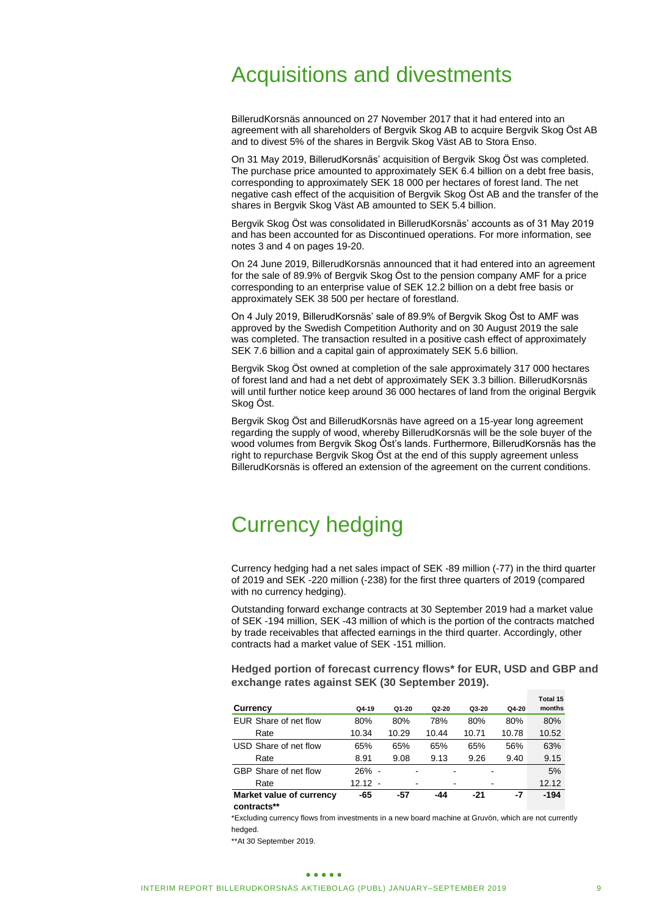# Acquisitions and divestments

BillerudKorsnäs announced on 27 November 2017 that it had entered into an agreement with all shareholders of Bergvik Skog AB to acquire Bergvik Skog Öst AB and to divest 5% of the shares in Bergvik Skog Väst AB to Stora Enso.

On 31 May 2019, BillerudKorsnäs' acquisition of Bergvik Skog Öst was completed. The purchase price amounted to approximately SEK 6.4 billion on a debt free basis, corresponding to approximately SEK 18 000 per hectares of forest land. The net negative cash effect of the acquisition of Bergvik Skog Öst AB and the transfer of the shares in Bergvik Skog Väst AB amounted to SEK 5.4 billion.

Bergvik Skog Öst was consolidated in BillerudKorsnäs' accounts as of 31 May 2019 and has been accounted for as Discontinued operations. For more information, see notes 3 and 4 on pages 19-20.

On 24 June 2019, BillerudKorsnäs announced that it had entered into an agreement for the sale of 89.9% of Bergvik Skog Öst to the pension company AMF for a price corresponding to an enterprise value of SEK 12.2 billion on a debt free basis or approximately SEK 38 500 per hectare of forestland.

On 4 July 2019, BillerudKorsnäs' sale of 89.9% of Bergvik Skog Öst to AMF was approved by the Swedish Competition Authority and on 30 August 2019 the sale was completed. The transaction resulted in a positive cash effect of approximately SEK 7.6 billion and a capital gain of approximately SEK 5.6 billion.

Bergvik Skog Öst owned at completion of the sale approximately 317 000 hectares of forest land and had a net debt of approximately SEK 3.3 billion. BillerudKorsnäs will until further notice keep around 36 000 hectares of land from the original Bergvik Skog Öst.

Bergvik Skog Öst and BillerudKorsnäs have agreed on a 15-year long agreement regarding the supply of wood, whereby BillerudKorsnäs will be the sole buyer of the wood volumes from Bergvik Skog Öst's lands. Furthermore, BillerudKorsnäs has the right to repurchase Bergvik Skog Öst at the end of this supply agreement unless BillerudKorsnäs is offered an extension of the agreement on the current conditions.

# Currency hedging

Currency hedging had a net sales impact of SEK -89 million (-77) in the third quarter of 2019 and SEK -220 million (-238) for the first three quarters of 2019 (compared with no currency hedging).

Outstanding forward exchange contracts at 30 September 2019 had a market value of SEK -194 million, SEK -43 million of which is the portion of the contracts matched by trade receivables that affected earnings in the third quarter. Accordingly, other contracts had a market value of SEK -151 million.

**Hedged portion of forecast currency flows* for EUR, USD and GBP and exchange rates against SEK (30 September 2019).**

| Currency | Q4-19 | Q1-20 | Q2-20 | Q3-20 | Q4-20 | Total 15 months |
|---|---|---|---|---|---|---|
| EUR Share of net flow | 80% | 80% | 78% | 80% | 80% | 80% |
| Rate | 10.34 | 10.29 | 10.44 | 10.71 | 10.78 | 10.52 |
| USD Share of net flow | 65% | 65% | 65% | 65% | 56% | 63% |
| Rate | 8.91 | 9.08 | 9.13 | 9.26 | 9.40 | 9.15 |
| GBP Share of net flow | 26% | - | - | - | - | 5% |
| Rate | 12.12 | - | - | - | - | 12.12 |
| **Market value of currency contracts**** | **-65** | **-57** | **-44** | **-21** | **-7** | **-194** |

*Excluding currency flows from investments in a new board machine at Gruvön, which are not currently hedged.

**At 30 September 2019.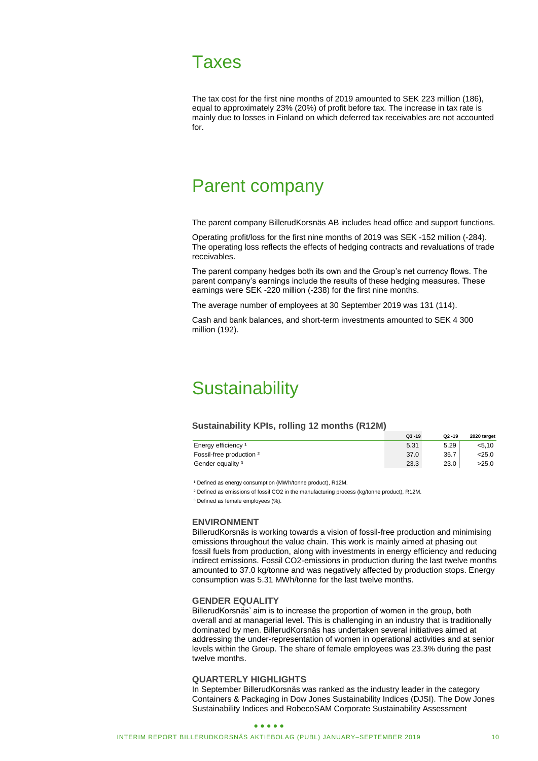# Taxes

The tax cost for the first nine months of 2019 amounted to SEK 223 million (186), equal to approximately 23% (20%) of profit before tax. The increase in tax rate is mainly due to losses in Finland on which deferred tax receivables are not accounted for.

# Parent company

The parent company BillerudKorsnäs AB includes head office and support functions.

Operating profit/loss for the first nine months of 2019 was SEK -152 million (-284). The operating loss reflects the effects of hedging contracts and revaluations of trade receivables.

The parent company hedges both its own and the Group's net currency flows. The parent company's earnings include the results of these hedging measures. These earnings were SEK -220 million (-238) for the first nine months.

The average number of employees at 30 September 2019 was 131 (114).

Cash and bank balances, and short-term investments amounted to SEK 4 300 million (192).

# Sustainability

### Sustainability KPIs, rolling 12 months (R12M)

| | Q3 -19 | Q2 -19 | 2020 target |
|---|---|---|---|
| Energy efficiency [1] | 5.31 | 5.29 | <5,10 |
| Fossil-free production [2] | 37.0 | 35.7 | <25,0 |
| Gender equality [3] | 23.3 | 23.0 | >25,0 |

[1] Defined as energy consumption (MWh/tonne product), R12M.

[2] Defined as emissions of fossil CO2 in the manufacturing process (kg/tonne product), R12M.

[3] Defined as female employees (%).

### ENVIRONMENT

BillerudKorsnäs is working towards a vision of fossil-free production and minimising emissions throughout the value chain. This work is mainly aimed at phasing out fossil fuels from production, along with investments in energy efficiency and reducing indirect emissions. Fossil CO2-emissions in production during the last twelve months amounted to 37.0 kg/tonne and was negatively affected by production stops. Energy consumption was 5.31 MWh/tonne for the last twelve months.

### GENDER EQUALITY

BillerudKorsnäs' aim is to increase the proportion of women in the group, both overall and at managerial level. This is challenging in an industry that is traditionally dominated by men. BillerudKorsnäs has undertaken several initiatives aimed at addressing the under-representation of women in operational activities and at senior levels within the Group. The share of female employees was 23.3% during the past twelve months.

### QUARTERLY HIGHLIGHTS

In September BillerudKorsnäs was ranked as the industry leader in the category Containers & Packaging in Dow Jones Sustainability Indices (DJSI). The Dow Jones Sustainability Indices and RobecoSAM Corporate Sustainability Assessment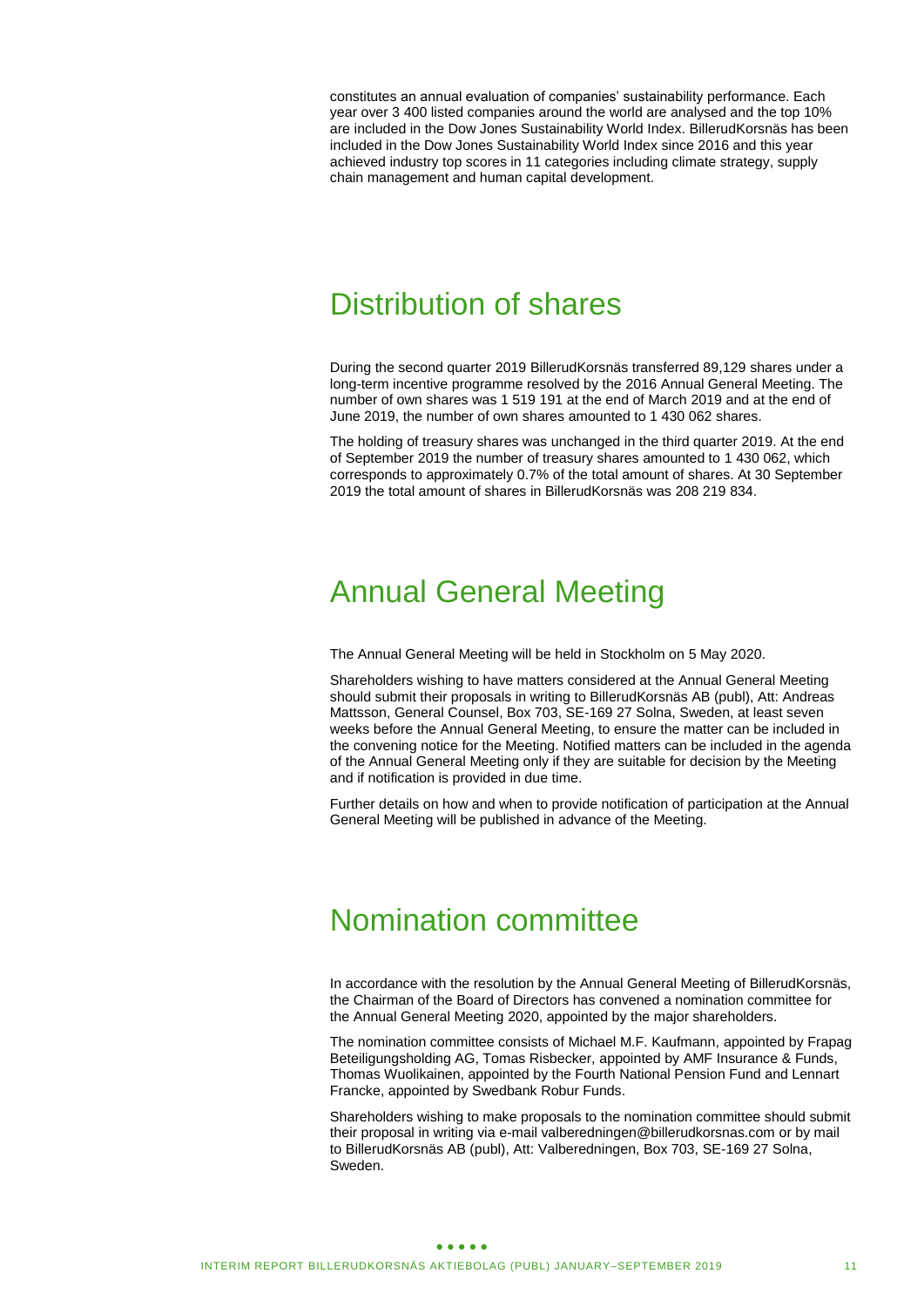constitutes an annual evaluation of companies' sustainability performance. Each year over 3 400 listed companies around the world are analysed and the top 10% are included in the Dow Jones Sustainability World Index. BillerudKorsnäs has been included in the Dow Jones Sustainability World Index since 2016 and this year achieved industry top scores in 11 categories including climate strategy, supply chain management and human capital development.

# Distribution of shares

During the second quarter 2019 BillerudKorsnäs transferred 89,129 shares under a long-term incentive programme resolved by the 2016 Annual General Meeting. The number of own shares was 1 519 191 at the end of March 2019 and at the end of June 2019, the number of own shares amounted to 1 430 062 shares.

The holding of treasury shares was unchanged in the third quarter 2019. At the end of September 2019 the number of treasury shares amounted to 1 430 062, which corresponds to approximately 0.7% of the total amount of shares. At 30 September 2019 the total amount of shares in BillerudKorsnäs was 208 219 834.

# Annual General Meeting

The Annual General Meeting will be held in Stockholm on 5 May 2020.

Shareholders wishing to have matters considered at the Annual General Meeting should submit their proposals in writing to BillerudKorsnäs AB (publ), Att: Andreas Mattsson, General Counsel, Box 703, SE-169 27 Solna, Sweden, at least seven weeks before the Annual General Meeting, to ensure the matter can be included in the convening notice for the Meeting. Notified matters can be included in the agenda of the Annual General Meeting only if they are suitable for decision by the Meeting and if notification is provided in due time.

Further details on how and when to provide notification of participation at the Annual General Meeting will be published in advance of the Meeting.

# Nomination committee

In accordance with the resolution by the Annual General Meeting of BillerudKorsnäs, the Chairman of the Board of Directors has convened a nomination committee for the Annual General Meeting 2020, appointed by the major shareholders.

The nomination committee consists of Michael M.F. Kaufmann, appointed by Frapag Beteiligungsholding AG, Tomas Risbecker, appointed by AMF Insurance & Funds, Thomas Wuolikainen, appointed by the Fourth National Pension Fund and Lennart Francke, appointed by Swedbank Robur Funds.

Shareholders wishing to make proposals to the nomination committee should submit their proposal in writing via e-mail valberedningen@billerudkorsnas.com or by mail to BillerudKorsnäs AB (publ), Att: Valberedningen, Box 703, SE-169 27 Solna, Sweden.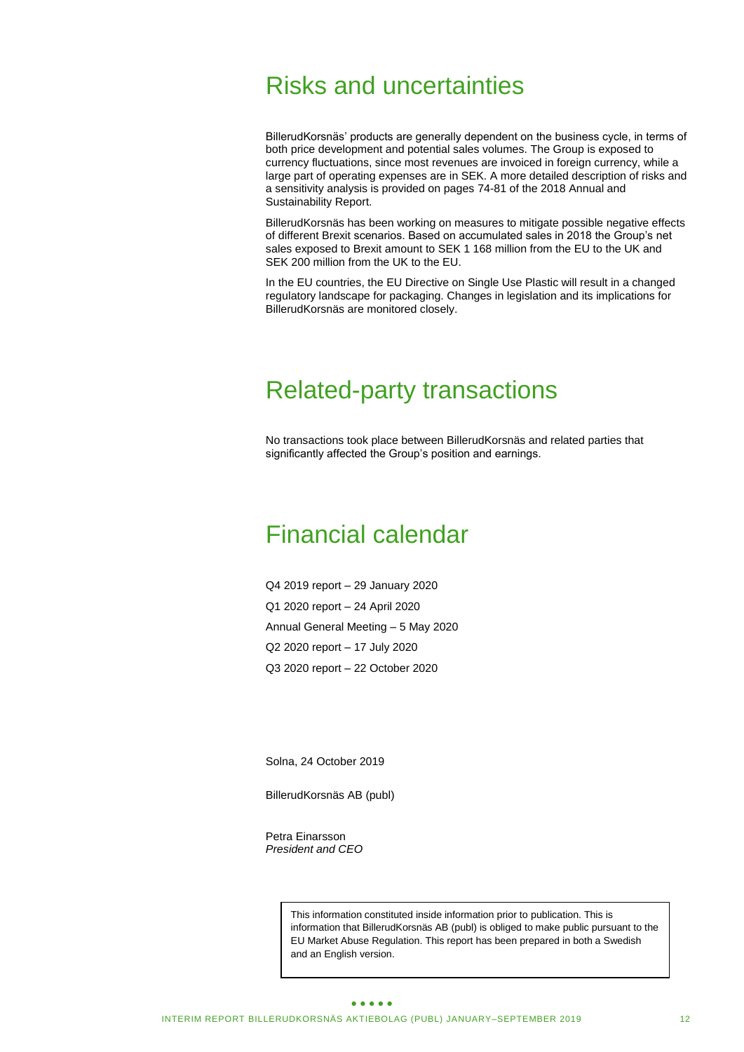# Risks and uncertainties

BillerudKorsnäs' products are generally dependent on the business cycle, in terms of both price development and potential sales volumes. The Group is exposed to currency fluctuations, since most revenues are invoiced in foreign currency, while a large part of operating expenses are in SEK. A more detailed description of risks and a sensitivity analysis is provided on pages 74-81 of the 2018 Annual and Sustainability Report.

BillerudKorsnäs has been working on measures to mitigate possible negative effects of different Brexit scenarios. Based on accumulated sales in 2018 the Group's net sales exposed to Brexit amount to SEK 1 168 million from the EU to the UK and SEK 200 million from the UK to the EU.

In the EU countries, the EU Directive on Single Use Plastic will result in a changed regulatory landscape for packaging. Changes in legislation and its implications for BillerudKorsnäs are monitored closely.

# Related-party transactions

No transactions took place between BillerudKorsnäs and related parties that significantly affected the Group's position and earnings.

# Financial calendar

Q4 2019 report – 29 January 2020

Q1 2020 report – 24 April 2020

Annual General Meeting – 5 May 2020

Q2 2020 report – 17 July 2020

Q3 2020 report – 22 October 2020

Solna, 24 October 2019

BillerudKorsnäs AB (publ)

Petra Einarsson
*President and CEO*

This information constituted inside information prior to publication. This is information that BillerudKorsnäs AB (publ) is obliged to make public pursuant to the EU Market Abuse Regulation. This report has been prepared in both a Swedish and an English version.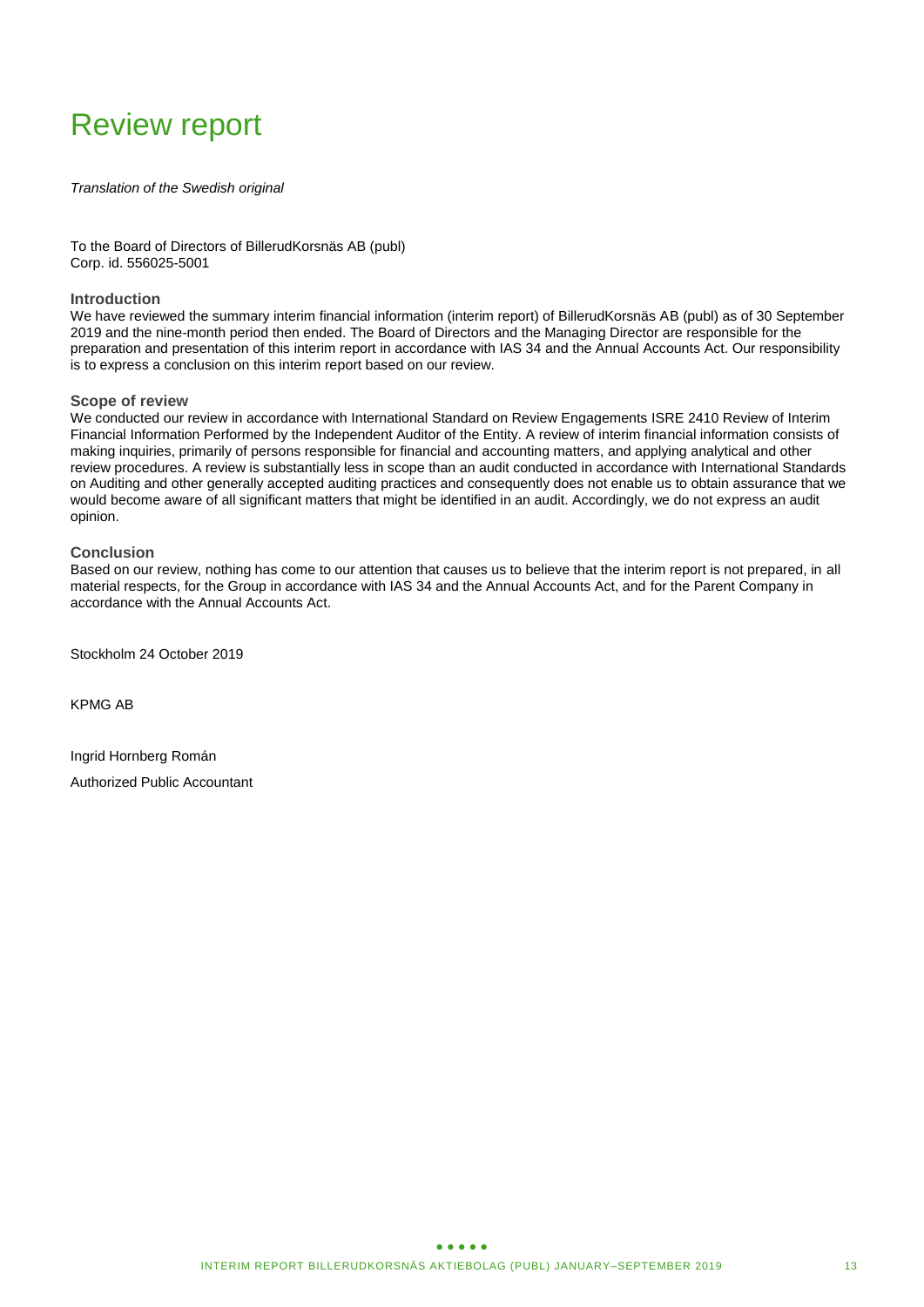# Review report

*Translation of the Swedish original*

To the Board of Directors of BillerudKorsnäs AB (publ)
Corp. id. 556025-5001

### Introduction

We have reviewed the summary interim financial information (interim report) of BillerudKorsnäs AB (publ) as of 30 September 2019 and the nine-month period then ended. The Board of Directors and the Managing Director are responsible for the preparation and presentation of this interim report in accordance with IAS 34 and the Annual Accounts Act. Our responsibility is to express a conclusion on this interim report based on our review.

### Scope of review

We conducted our review in accordance with International Standard on Review Engagements ISRE 2410 Review of Interim Financial Information Performed by the Independent Auditor of the Entity. A review of interim financial information consists of making inquiries, primarily of persons responsible for financial and accounting matters, and applying analytical and other review procedures. A review is substantially less in scope than an audit conducted in accordance with International Standards on Auditing and other generally accepted auditing practices and consequently does not enable us to obtain assurance that we would become aware of all significant matters that might be identified in an audit. Accordingly, we do not express an audit opinion.

### Conclusion

Based on our review, nothing has come to our attention that causes us to believe that the interim report is not prepared, in all material respects, for the Group in accordance with IAS 34 and the Annual Accounts Act, and for the Parent Company in accordance with the Annual Accounts Act.

Stockholm 24 October 2019

KPMG AB

Ingrid Hornberg Román

Authorized Public Accountant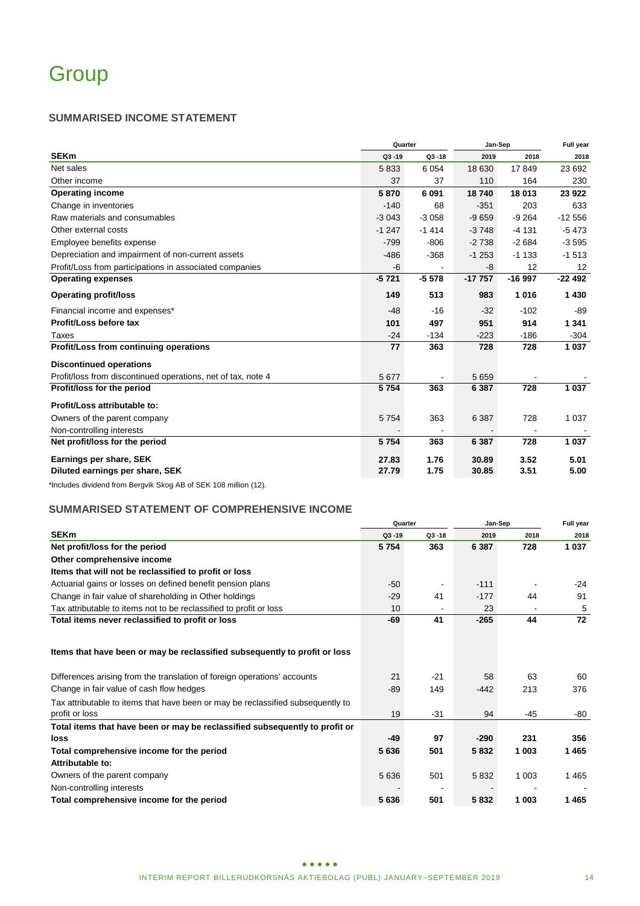# Group

## SUMMARISED INCOME STATEMENT

| | Quarter | | Jan-Sep | | Full year |
|---|---|---|---|---|---|
| **SEKm** | Q3 -19 | Q3 -18 | 2019 | 2018 | 2018 |
| Net sales | 5 833 | 6 054 | 18 630 | 17 849 | 23 692 |
| Other income | 37 | 37 | 110 | 164 | 230 |
| **Operating income** | **5 870** | **6 091** | **18 740** | **18 013** | **23 922** |
| Change in inventories | -140 | 68 | -351 | 203 | 633 |
| Raw materials and consumables | -3 043 | -3 058 | -9 659 | -9 264 | -12 556 |
| Other external costs | -1 247 | -1 414 | -3 748 | -4 131 | -5 473 |
| Employee benefits expense | -799 | -806 | -2 738 | -2 684 | -3 595 |
| Depreciation and impairment of non-current assets | -486 | -368 | -1 253 | -1 133 | -1 513 |
| Profit/Loss from participations in associated companies | -6 | - | -8 | 12 | 12 |
| **Operating expenses** | **-5 721** | **-5 578** | **-17 757** | **-16 997** | **-22 492** |
| **Operating profit/loss** | **149** | **513** | **983** | **1 016** | **1 430** |
| Financial income and expenses* | -48 | -16 | -32 | -102 | -89 |
| **Profit/Loss before tax** | **101** | **497** | **951** | **914** | **1 341** |
| Taxes | -24 | -134 | -223 | -186 | -304 |
| **Profit/Loss from continuing operations** | **77** | **363** | **728** | **728** | **1 037** |
| **Discontinued operations** | | | | | |
| Profit/loss from discontinued operations, net of tax, note 4 | 5 677 | - | 5 659 | - | - |
| **Profit/loss for the period** | **5 754** | **363** | **6 387** | **728** | **1 037** |
| **Profit/Loss attributable to:** | | | | | |
| Owners of the parent company | 5 754 | 363 | 6 387 | 728 | 1 037 |
| Non-controlling interests | - | - | - | - | - |
| **Net profit/loss for the period** | **5 754** | **363** | **6 387** | **728** | **1 037** |
| **Earnings per share, SEK** | **27.83** | **1.76** | **30.89** | **3.52** | **5.01** |
| **Diluted earnings per share, SEK** | **27.79** | **1.75** | **30.85** | **3.51** | **5.00** |

*Includes dividend from Bergvik Skog AB of SEK 108 million (12).

## SUMMARISED STATEMENT OF COMPREHENSIVE INCOME

| | Quarter | | Jan-Sep | | Full year |
|---|---|---|---|---|---|
| **SEKm** | Q3 -19 | Q3 -18 | 2019 | 2018 | 2018 |
| **Net profit/loss for the period** | **5 754** | **363** | **6 387** | **728** | **1 037** |
| **Other comprehensive income** | | | | | |
| **Items that will not be reclassified to profit or loss** | | | | | |
| Actuarial gains or losses on defined benefit pension plans | -50 | - | -111 | - | -24 |
| Change in fair value of shareholding in Other holdings | -29 | 41 | -177 | 44 | 91 |
| Tax attributable to items not to be reclassified to profit or loss | 10 | - | 23 | - | 5 |
| **Total items never reclassified to profit or loss** | **-69** | **41** | **-265** | **44** | **72** |
| **Items that have been or may be reclassified subsequently to profit or loss** | | | | | |
| Differences arising from the translation of foreign operations' accounts | 21 | -21 | 58 | 63 | 60 |
| Change in fair value of cash flow hedges | -89 | 149 | -442 | 213 | 376 |
| Tax attributable to items that have been or may be reclassified subsequently to profit or loss | 19 | -31 | 94 | -45 | -80 |
| **Total items that have been or may be reclassified subsequently to profit or loss** | **-49** | **97** | **-290** | **231** | **356** |
| **Total comprehensive income for the period** | **5 636** | **501** | **5 832** | **1 003** | **1 465** |
| **Attributable to:** | | | | | |
| Owners of the parent company | 5 636 | 501 | 5 832 | 1 003 | 1 465 |
| Non-controlling interests | - | - | - | - | - |
| **Total comprehensive income for the period** | **5 636** | **501** | **5 832** | **1 003** | **1 465** |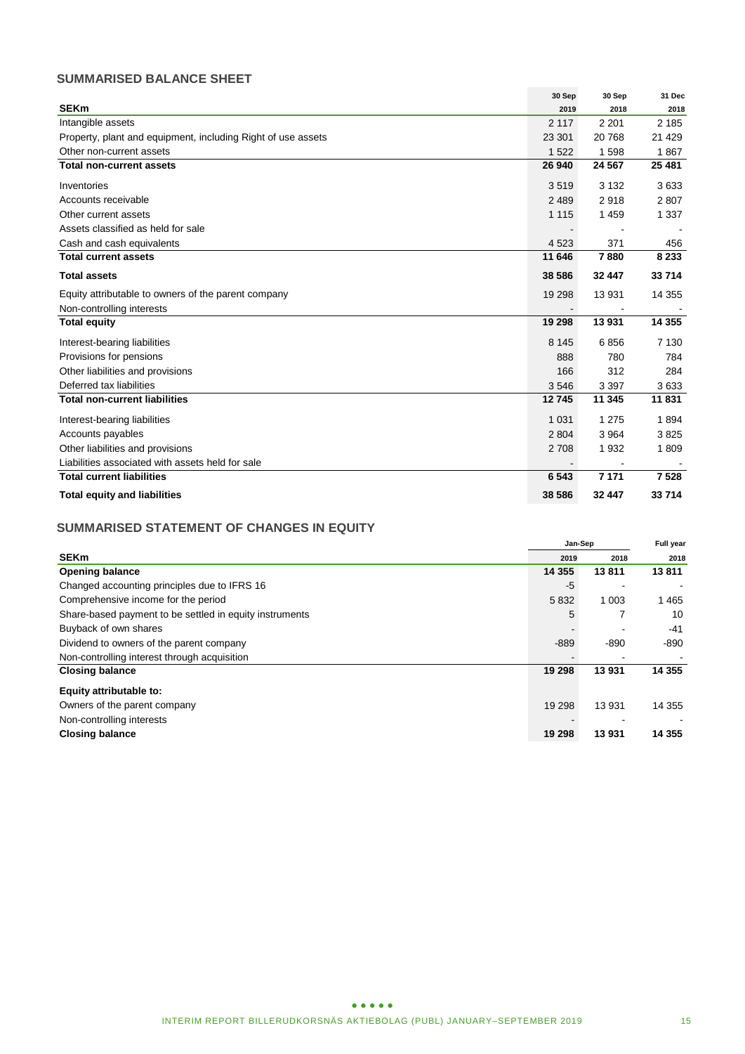## SUMMARISED BALANCE SHEET

| SEKm | 30 Sep 2019 | 30 Sep 2018 | 31 Dec 2018 |
|---|---|---|---|
| Intangible assets | 2 117 | 2 201 | 2 185 |
| Property, plant and equipment, including Right of use assets | 23 301 | 20 768 | 21 429 |
| Other non-current assets | 1 522 | 1 598 | 1 867 |
| **Total non-current assets** | **26 940** | **24 567** | **25 481** |
| Inventories | 3 519 | 3 132 | 3 633 |
| Accounts receivable | 2 489 | 2 918 | 2 807 |
| Other current assets | 1 115 | 1 459 | 1 337 |
| Assets classified as held for sale | - | - | - |
| Cash and cash equivalents | 4 523 | 371 | 456 |
| **Total current assets** | **11 646** | **7 880** | **8 233** |
| **Total assets** | **38 586** | **32 447** | **33 714** |
| Equity attributable to owners of the parent company | 19 298 | 13 931 | 14 355 |
| Non-controlling interests | - | - | - |
| **Total equity** | **19 298** | **13 931** | **14 355** |
| Interest-bearing liabilities | 8 145 | 6 856 | 7 130 |
| Provisions for pensions | 888 | 780 | 784 |
| Other liabilities and provisions | 166 | 312 | 284 |
| Deferred tax liabilities | 3 546 | 3 397 | 3 633 |
| **Total non-current liabilities** | **12 745** | **11 345** | **11 831** |
| Interest-bearing liabilities | 1 031 | 1 275 | 1 894 |
| Accounts payables | 2 804 | 3 964 | 3 825 |
| Other liabilities and provisions | 2 708 | 1 932 | 1 809 |
| Liabilities associated with assets held for sale | - | - | - |
| **Total current liabilities** | **6 543** | **7 171** | **7 528** |
| **Total equity and liabilities** | **38 586** | **32 447** | **33 714** |

## SUMMARISED STATEMENT OF CHANGES IN EQUITY

| | Jan-Sep | | Full year |
|---|---|---|---|
| **SEKm** | **2019** | **2018** | **2018** |
| **Opening balance** | **14 355** | **13 811** | **13 811** |
| Changed accounting principles due to IFRS 16 | -5 | - | - |
| Comprehensive income for the period | 5 832 | 1 003 | 1 465 |
| Share-based payment to be settled in equity instruments | 5 | 7 | 10 |
| Buyback of own shares | - | - | -41 |
| Dividend to owners of the parent company | -889 | -890 | -890 |
| Non-controlling interest through acquisition | - | - | - |
| **Closing balance** | **19 298** | **13 931** | **14 355** |
| **Equity attributable to:** | | | |
| Owners of the parent company | 19 298 | 13 931 | 14 355 |
| Non-controlling interests | - | - | - |
| **Closing balance** | **19 298** | **13 931** | **14 355** |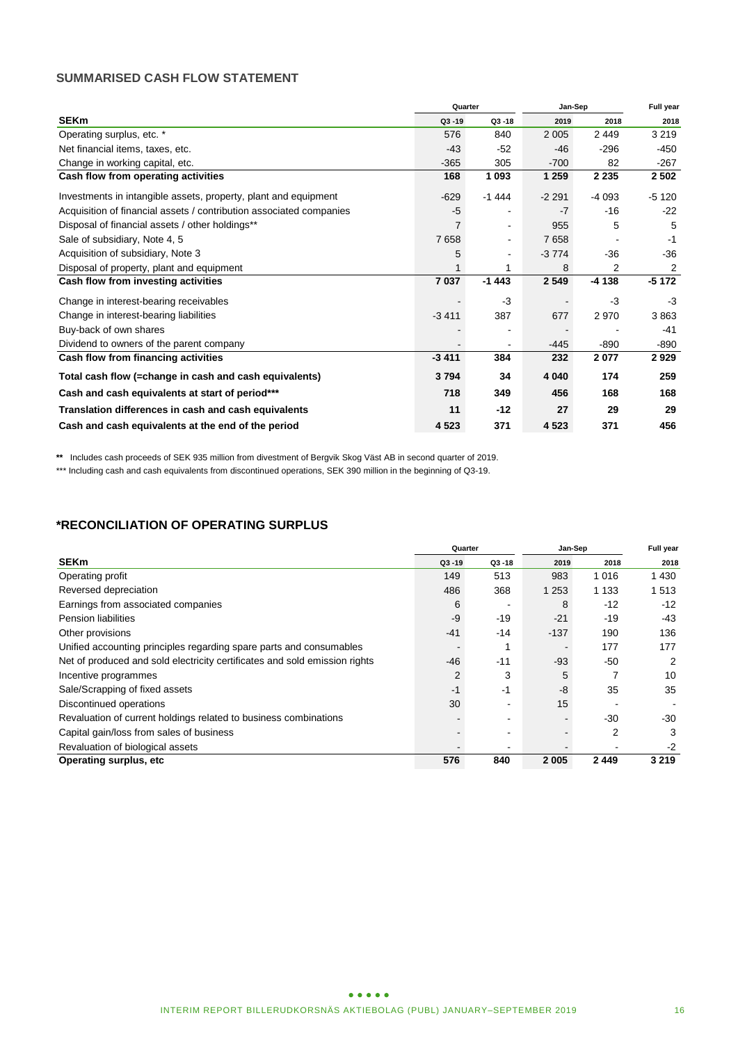## SUMMARISED CASH FLOW STATEMENT

| | Quarter | | Jan-Sep | | Full year |
|---|---|---|---|---|---|
| **SEKm** | **Q3 -19** | **Q3 -18** | **2019** | **2018** | **2018** |
| Operating surplus, etc. * | 576 | 840 | 2 005 | 2 449 | 3 219 |
| Net financial items, taxes, etc. | -43 | -52 | -46 | -296 | -450 |
| Change in working capital, etc. | -365 | 305 | -700 | 82 | -267 |
| **Cash flow from operating activities** | **168** | **1 093** | **1 259** | **2 235** | **2 502** |
| Investments in intangible assets, property, plant and equipment | -629 | -1 444 | -2 291 | -4 093 | -5 120 |
| Acquisition of financial assets / contribution associated companies | -5 | - | -7 | -16 | -22 |
| Disposal of financial assets / other holdings** | 7 | - | 955 | 5 | 5 |
| Sale of subsidiary, Note 4, 5 | 7 658 | - | 7 658 | - | -1 |
| Acquisition of subsidiary, Note 3 | 5 | - | -3 774 | -36 | -36 |
| Disposal of property, plant and equipment | 1 | 1 | 8 | 2 | 2 |
| **Cash flow from investing activities** | **7 037** | **-1 443** | **2 549** | **-4 138** | **-5 172** |
| Change in interest-bearing receivables | - | -3 | - | -3 | -3 |
| Change in interest-bearing liabilities | -3 411 | 387 | 677 | 2 970 | 3 863 |
| Buy-back of own shares | - | - | - | - | -41 |
| Dividend to owners of the parent company | - | - | -445 | -890 | -890 |
| **Cash flow from financing activities** | **-3 411** | **384** | **232** | **2 077** | **2 929** |
| **Total cash flow (=change in cash and cash equivalents)** | **3 794** | **34** | **4 040** | **174** | **259** |
| **Cash and cash equivalents at start of period*** ** | **718** | **349** | **456** | **168** | **168** |
| **Translation differences in cash and cash equivalents** | **11** | **-12** | **27** | **29** | **29** |
| **Cash and cash equivalents at the end of the period** | **4 523** | **371** | **4 523** | **371** | **456** |

** Includes cash proceeds of SEK 935 million from divestment of Bergvik Skog Väst AB in second quarter of 2019.

*** Including cash and cash equivalents from discontinued operations, SEK 390 million in the beginning of Q3-19.

## *RECONCILIATION OF OPERATING SURPLUS

| | Quarter | | Jan-Sep | | Full year |
|---|---|---|---|---|---|
| **SEKm** | **Q3 -19** | **Q3 -18** | **2019** | **2018** | **2018** |
| Operating profit | 149 | 513 | 983 | 1 016 | 1 430 |
| Reversed depreciation | 486 | 368 | 1 253 | 1 133 | 1 513 |
| Earnings from associated companies | 6 | - | 8 | -12 | -12 |
| Pension liabilities | -9 | -19 | -21 | -19 | -43 |
| Other provisions | -41 | -14 | -137 | 190 | 136 |
| Unified accounting principles regarding spare parts and consumables | - | 1 | - | 177 | 177 |
| Net of produced and sold electricity certificates and sold emission rights | -46 | -11 | -93 | -50 | 2 |
| Incentive programmes | 2 | 3 | 5 | 7 | 10 |
| Sale/Scrapping of fixed assets | -1 | -1 | -8 | 35 | 35 |
| Discontinued operations | 30 | - | 15 | - | - |
| Revaluation of current holdings related to business combinations | - | - | - | -30 | -30 |
| Capital gain/loss from sales of business | - | - | - | 2 | 3 |
| Revaluation of biological assets | - | - | - | - | -2 |
| **Operating surplus, etc** | **576** | **840** | **2 005** | **2 449** | **3 219** |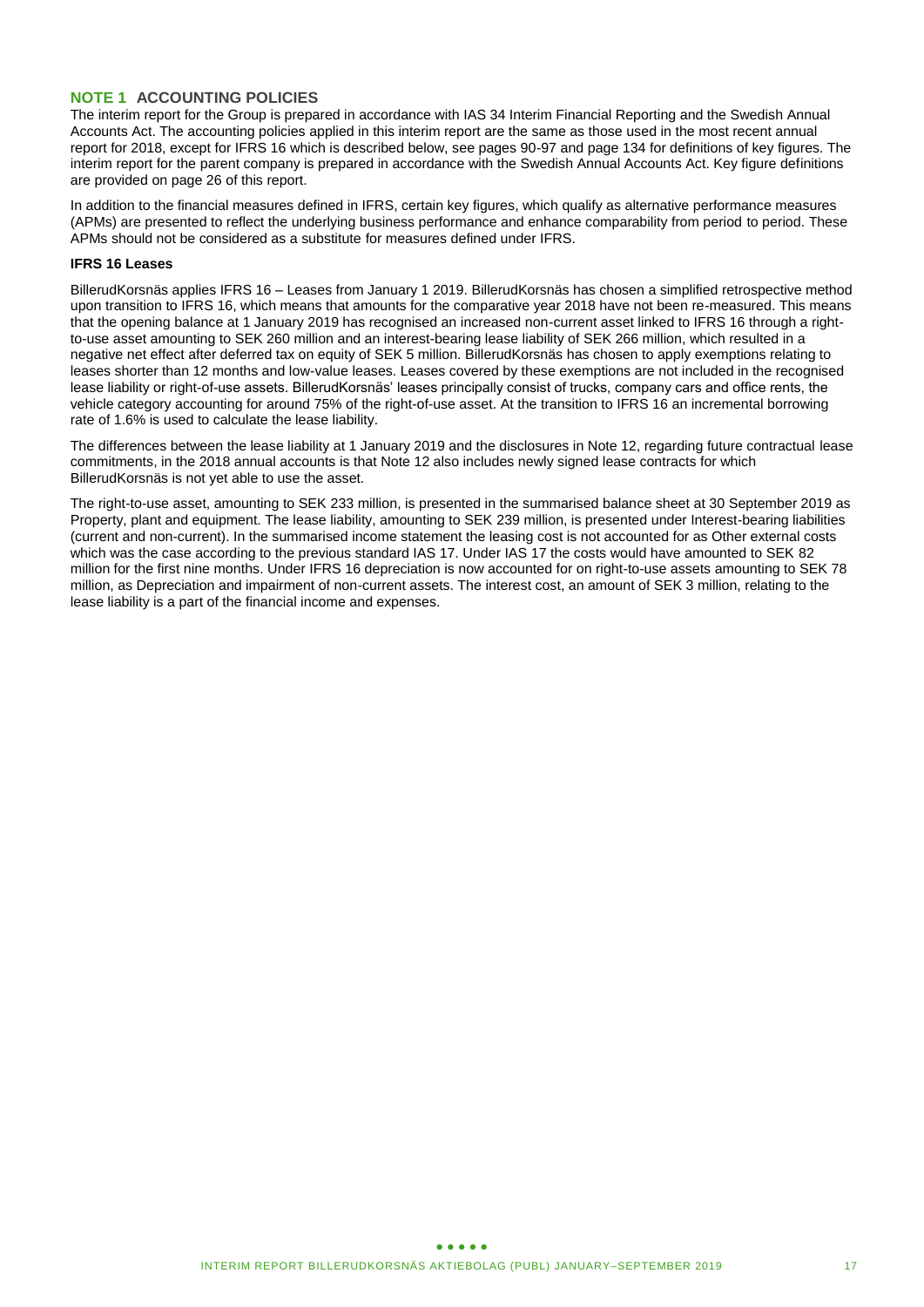## NOTE 1 ACCOUNTING POLICIES

The interim report for the Group is prepared in accordance with IAS 34 Interim Financial Reporting and the Swedish Annual Accounts Act. The accounting policies applied in this interim report are the same as those used in the most recent annual report for 2018, except for IFRS 16 which is described below, see pages 90-97 and page 134 for definitions of key figures. The interim report for the parent company is prepared in accordance with the Swedish Annual Accounts Act. Key figure definitions are provided on page 26 of this report.

In addition to the financial measures defined in IFRS, certain key figures, which qualify as alternative performance measures (APMs) are presented to reflect the underlying business performance and enhance comparability from period to period. These APMs should not be considered as a substitute for measures defined under IFRS.

**IFRS 16 Leases**

BillerudKorsnäs applies IFRS 16 – Leases from January 1 2019. BillerudKorsnäs has chosen a simplified retrospective method upon transition to IFRS 16, which means that amounts for the comparative year 2018 have not been re-measured. This means that the opening balance at 1 January 2019 has recognised an increased non-current asset linked to IFRS 16 through a right-to-use asset amounting to SEK 260 million and an interest-bearing lease liability of SEK 266 million, which resulted in a negative net effect after deferred tax on equity of SEK 5 million. BillerudKorsnäs has chosen to apply exemptions relating to leases shorter than 12 months and low-value leases. Leases covered by these exemptions are not included in the recognised lease liability or right-of-use assets. BillerudKorsnäs' leases principally consist of trucks, company cars and office rents, the vehicle category accounting for around 75% of the right-of-use asset. At the transition to IFRS 16 an incremental borrowing rate of 1.6% is used to calculate the lease liability.

The differences between the lease liability at 1 January 2019 and the disclosures in Note 12, regarding future contractual lease commitments, in the 2018 annual accounts is that Note 12 also includes newly signed lease contracts for which BillerudKorsnäs is not yet able to use the asset.

The right-to-use asset, amounting to SEK 233 million, is presented in the summarised balance sheet at 30 September 2019 as Property, plant and equipment. The lease liability, amounting to SEK 239 million, is presented under Interest-bearing liabilities (current and non-current). In the summarised income statement the leasing cost is not accounted for as Other external costs which was the case according to the previous standard IAS 17. Under IAS 17 the costs would have amounted to SEK 82 million for the first nine months. Under IFRS 16 depreciation is now accounted for on right-to-use assets amounting to SEK 78 million, as Depreciation and impairment of non-current assets. The interest cost, an amount of SEK 3 million, relating to the lease liability is a part of the financial income and expenses.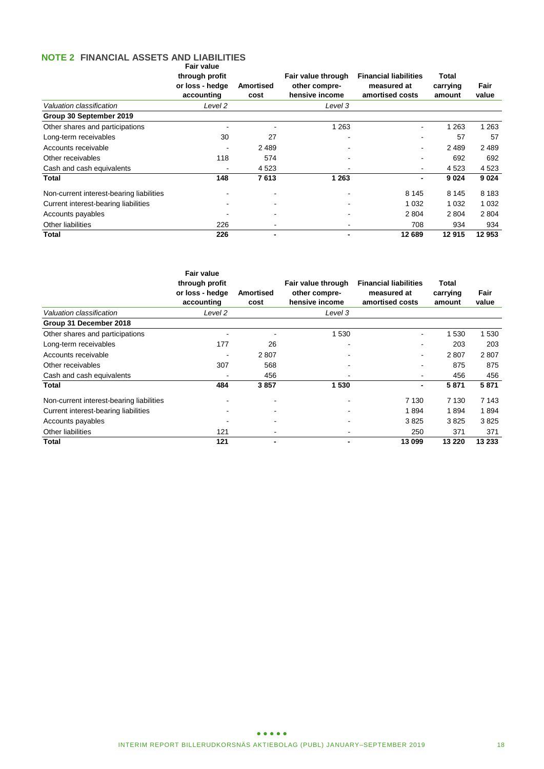## NOTE 2 FINANCIAL ASSETS AND LIABILITIES

| | Fair value through profit or loss - hedge accounting | Amortised cost | Fair value through other compre-hensive income | Financial liabilities measured at amortised costs | Total carrying amount | Fair value |
|---|---|---|---|---|---|---|
| *Valuation classification* | *Level 2* | | *Level 3* | | | |
| **Group 30 September 2019** | | | | | | |
| Other shares and participations | - | - | 1 263 | - | 1 263 | 1 263 |
| Long-term receivables | 30 | 27 | - | - | 57 | 57 |
| Accounts receivable | - | 2 489 | - | - | 2 489 | 2 489 |
| Other receivables | 118 | 574 | - | - | 692 | 692 |
| Cash and cash equivalents | - | 4 523 | - | - | 4 523 | 4 523 |
| **Total** | **148** | **7 613** | **1 263** | **-** | **9 024** | **9 024** |
| Non-current interest-bearing liabilities | - | - | - | 8 145 | 8 145 | 8 183 |
| Current interest-bearing liabilities | - | - | - | 1 032 | 1 032 | 1 032 |
| Accounts payables | - | - | - | 2 804 | 2 804 | 2 804 |
| Other liabilities | 226 | - | - | 708 | 934 | 934 |
| **Total** | **226** | **-** | **-** | **12 689** | **12 915** | **12 953** |

| | Fair value through profit or loss - hedge accounting | Amortised cost | Fair value through other compre-hensive income | Financial liabilities measured at amortised costs | Total carrying amount | Fair value |
|---|---|---|---|---|---|---|
| *Valuation classification* | *Level 2* | | *Level 3* | | | |
| **Group 31 December 2018** | | | | | | |
| Other shares and participations | - | - | 1 530 | - | 1 530 | 1 530 |
| Long-term receivables | 177 | 26 | - | - | 203 | 203 |
| Accounts receivable | - | 2 807 | - | - | 2 807 | 2 807 |
| Other receivables | 307 | 568 | - | - | 875 | 875 |
| Cash and cash equivalents | - | 456 | - | - | 456 | 456 |
| **Total** | **484** | **3 857** | **1 530** | **-** | **5 871** | **5 871** |
| Non-current interest-bearing liabilities | - | - | - | 7 130 | 7 130 | 7 143 |
| Current interest-bearing liabilities | - | - | - | 1 894 | 1 894 | 1 894 |
| Accounts payables | - | - | - | 3 825 | 3 825 | 3 825 |
| Other liabilities | 121 | - | - | 250 | 371 | 371 |
| **Total** | **121** | **-** | **-** | **13 099** | **13 220** | **13 233** |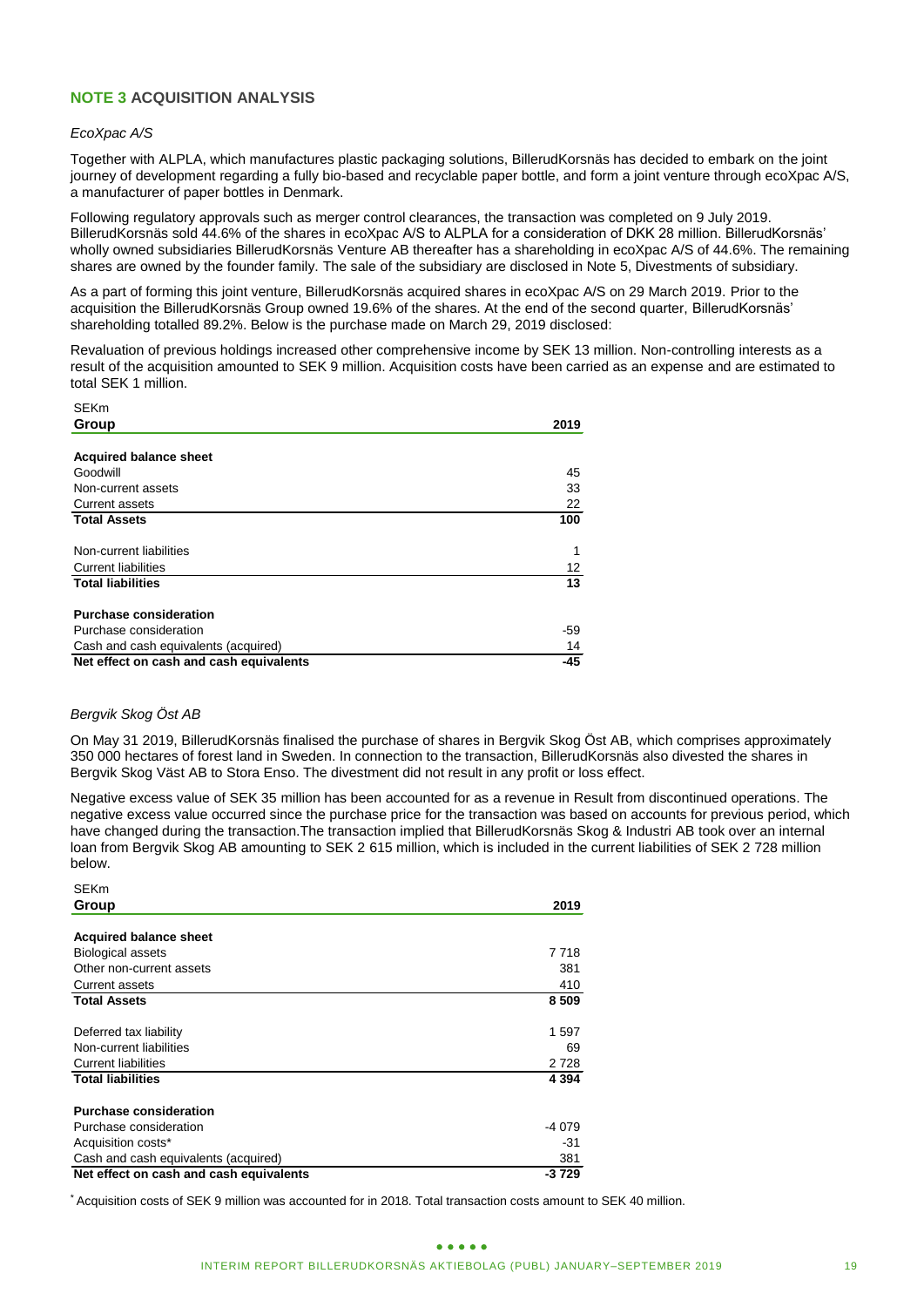## NOTE 3 ACQUISITION ANALYSIS

*EcoXpac A/S*

Together with ALPLA, which manufactures plastic packaging solutions, BillerudKorsnäs has decided to embark on the joint journey of development regarding a fully bio-based and recyclable paper bottle, and form a joint venture through ecoXpac A/S, a manufacturer of paper bottles in Denmark.

Following regulatory approvals such as merger control clearances, the transaction was completed on 9 July 2019. BillerudKorsnäs sold 44.6% of the shares in ecoXpac A/S to ALPLA for a consideration of DKK 28 million. BillerudKorsnäs' wholly owned subsidiaries BillerudKorsnäs Venture AB thereafter has a shareholding in ecoXpac A/S of 44.6%. The remaining shares are owned by the founder family. The sale of the subsidiary are disclosed in Note 5, Divestments of subsidiary.

As a part of forming this joint venture, BillerudKorsnäs acquired shares in ecoXpac A/S on 29 March 2019. Prior to the acquisition the BillerudKorsnäs Group owned 19.6% of the shares. At the end of the second quarter, BillerudKorsnäs' shareholding totalled 89.2%. Below is the purchase made on March 29, 2019 disclosed:

Revaluation of previous holdings increased other comprehensive income by SEK 13 million. Non-controlling interests as a result of the acquisition amounted to SEK 9 million. Acquisition costs have been carried as an expense and are estimated to total SEK 1 million.

SEKm

| Group | 2019 |
|---|---|
| **Acquired balance sheet** | |
| Goodwill | 45 |
| Non-current assets | 33 |
| Current assets | 22 |
| **Total Assets** | **100** |
| Non-current liabilities | 1 |
| Current liabilities | 12 |
| **Total liabilities** | **13** |
| **Purchase consideration** | |
| Purchase consideration | -59 |
| Cash and cash equivalents (acquired) | 14 |
| **Net effect on cash and cash equivalents** | **-45** |

*Bergvik Skog Öst AB*

On May 31 2019, BillerudKorsnäs finalised the purchase of shares in Bergvik Skog Öst AB, which comprises approximately 350 000 hectares of forest land in Sweden. In connection to the transaction, BillerudKorsnäs also divested the shares in Bergvik Skog Väst AB to Stora Enso. The divestment did not result in any profit or loss effect.

Negative excess value of SEK 35 million has been accounted for as a revenue in Result from discontinued operations. The negative excess value occurred since the purchase price for the transaction was based on accounts for previous period, which have changed during the transaction.The transaction implied that BillerudKorsnäs Skog & Industri AB took over an internal loan from Bergvik Skog AB amounting to SEK 2 615 million, which is included in the current liabilities of SEK 2 728 million below.

SEKm

| Group | 2019 |
|---|---|
| **Acquired balance sheet** | |
| Biological assets | 7 718 |
| Other non-current assets | 381 |
| Current assets | 410 |
| **Total Assets** | **8 509** |
| Deferred tax liability | 1 597 |
| Non-current liabilities | 69 |
| Current liabilities | 2 728 |
| **Total liabilities** | **4 394** |
| **Purchase consideration** | |
| Purchase consideration | -4 079 |
| Acquisition costs* | -31 |
| Cash and cash equivalents (acquired) | 381 |
| **Net effect on cash and cash equivalents** | **-3 729** |

* Acquisition costs of SEK 9 million was accounted for in 2018. Total transaction costs amount to SEK 40 million.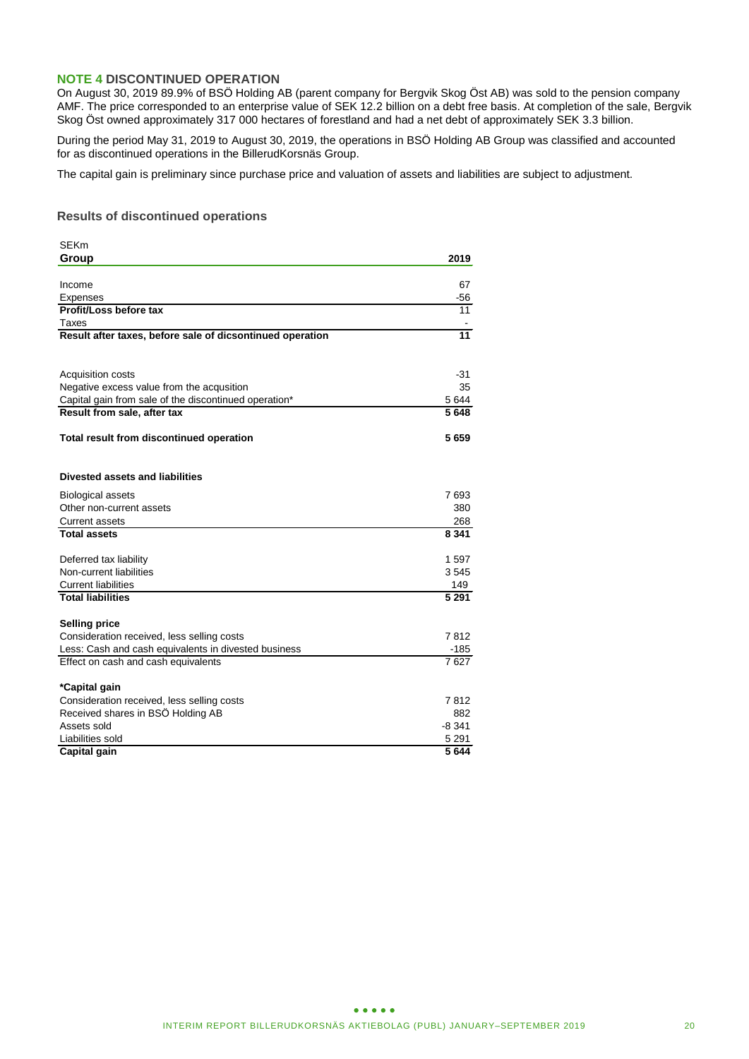## NOTE 4 DISCONTINUED OPERATION

On August 30, 2019 89.9% of BSÖ Holding AB (parent company for Bergvik Skog Öst AB) was sold to the pension company AMF. The price corresponded to an enterprise value of SEK 12.2 billion on a debt free basis. At completion of the sale, Bergvik Skog Öst owned approximately 317 000 hectares of forestland and had a net debt of approximately SEK 3.3 billion.

During the period May 31, 2019 to August 30, 2019, the operations in BSÖ Holding AB Group was classified and accounted for as discontinued operations in the BillerudKorsnäs Group.

The capital gain is preliminary since purchase price and valuation of assets and liabilities are subject to adjustment.

### Results of discontinued operations

SEKm

| Group | 2019 |
|---|---|
| Income | 67 |
| Expenses | -56 |
| **Profit/Loss before tax** | 11 |
| Taxes | - |
| **Result after taxes, before sale of dicsontinued operation** | **11** |
| | |
| Acquisition costs | -31 |
| Negative excess value from the acqusition | 35 |
| Capital gain from sale of the discontinued operation* | 5 644 |
| **Result from sale, after tax** | **5 648** |
| | |
| **Total result from discontinued operation** | **5 659** |
| | |
| **Divested assets and liabilities** | |
| Biological assets | 7 693 |
| Other non-current assets | 380 |
| Current assets | 268 |
| **Total assets** | **8 341** |
| | |
| Deferred tax liability | 1 597 |
| Non-current liabilities | 3 545 |
| Current liabilities | 149 |
| **Total liabilities** | **5 291** |
| | |
| **Selling price** | |
| Consideration received, less selling costs | 7 812 |
| Less: Cash and cash equivalents in divested business | -185 |
| Effect on cash and cash equivalents | 7 627 |
| | |
| ***Capital gain** | |
| Consideration received, less selling costs | 7 812 |
| Received shares in BSÖ Holding AB | 882 |
| Assets sold | -8 341 |
| Liabilities sold | 5 291 |
| **Capital gain** | **5 644** |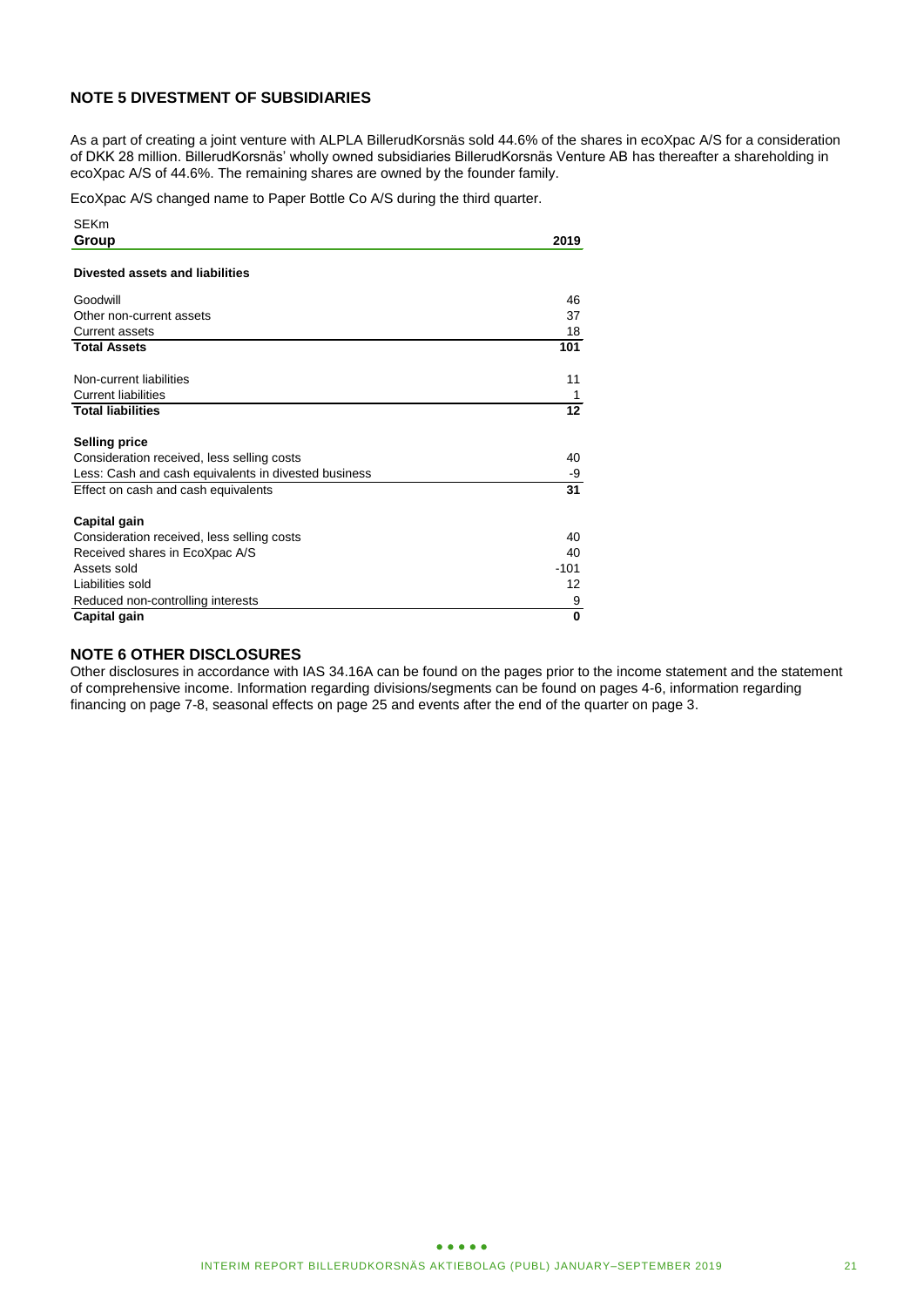## NOTE 5 DIVESTMENT OF SUBSIDIARIES

As a part of creating a joint venture with ALPLA BillerudKorsnäs sold 44.6% of the shares in ecoXpac A/S for a consideration of DKK 28 million. BillerudKorsnäs' wholly owned subsidiaries BillerudKorsnäs Venture AB has thereafter a shareholding in ecoXpac A/S of 44.6%. The remaining shares are owned by the founder family.

EcoXpac A/S changed name to Paper Bottle Co A/S during the third quarter.

SEKm

| Group | 2019 |
|---|---|
| **Divested assets and liabilities** | |
| Goodwill | 46 |
| Other non-current assets | 37 |
| Current assets | 18 |
| **Total Assets** | **101** |
| | |
| Non-current liabilities | 11 |
| Current liabilities | 1 |
| **Total liabilities** | **12** |
| | |
| **Selling price** | |
| Consideration received, less selling costs | 40 |
| Less: Cash and cash equivalents in divested business | -9 |
| Effect on cash and cash equivalents | 31 |
| | |
| **Capital gain** | |
| Consideration received, less selling costs | 40 |
| Received shares in EcoXpac A/S | 40 |
| Assets sold | -101 |
| Liabilities sold | 12 |
| Reduced non-controlling interests | 9 |
| **Capital gain** | **0** |

## NOTE 6 OTHER DISCLOSURES

Other disclosures in accordance with IAS 34.16A can be found on the pages prior to the income statement and the statement of comprehensive income. Information regarding divisions/segments can be found on pages 4-6, information regarding financing on page 7-8, seasonal effects on page 25 and events after the end of the quarter on page 3.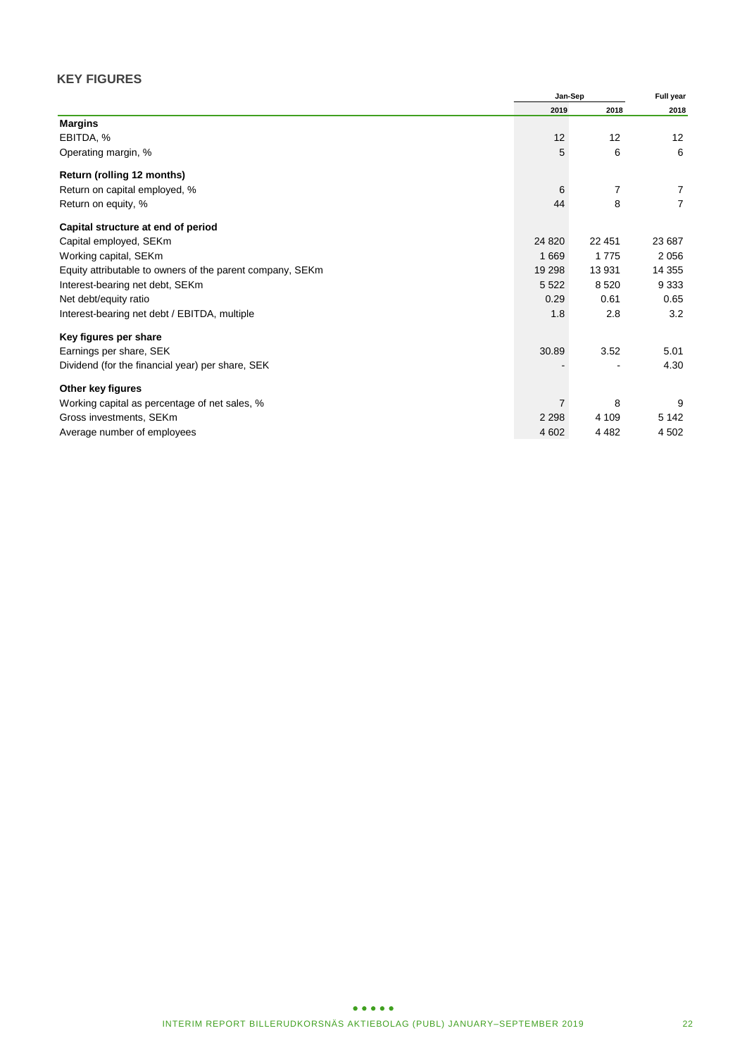## KEY FIGURES

| | Jan-Sep | | Full year |
|---|---|---|---|
| | 2019 | 2018 | 2018 |
| **Margins** | | | |
| EBITDA, % | 12 | 12 | 12 |
| Operating margin, % | 5 | 6 | 6 |
| **Return (rolling 12 months)** | | | |
| Return on capital employed, % | 6 | 7 | 7 |
| Return on equity, % | 44 | 8 | 7 |
| **Capital structure at end of period** | | | |
| Capital employed, SEKm | 24 820 | 22 451 | 23 687 |
| Working capital, SEKm | 1 669 | 1 775 | 2 056 |
| Equity attributable to owners of the parent company, SEKm | 19 298 | 13 931 | 14 355 |
| Interest-bearing net debt, SEKm | 5 522 | 8 520 | 9 333 |
| Net debt/equity ratio | 0.29 | 0.61 | 0.65 |
| Interest-bearing net debt / EBITDA, multiple | 1.8 | 2.8 | 3.2 |
| **Key figures per share** | | | |
| Earnings per share, SEK | 30.89 | 3.52 | 5.01 |
| Dividend (for the financial year) per share, SEK | - | - | 4.30 |
| **Other key figures** | | | |
| Working capital as percentage of net sales, % | 7 | 8 | 9 |
| Gross investments, SEKm | 2 298 | 4 109 | 5 142 |
| Average number of employees | 4 602 | 4 482 | 4 502 |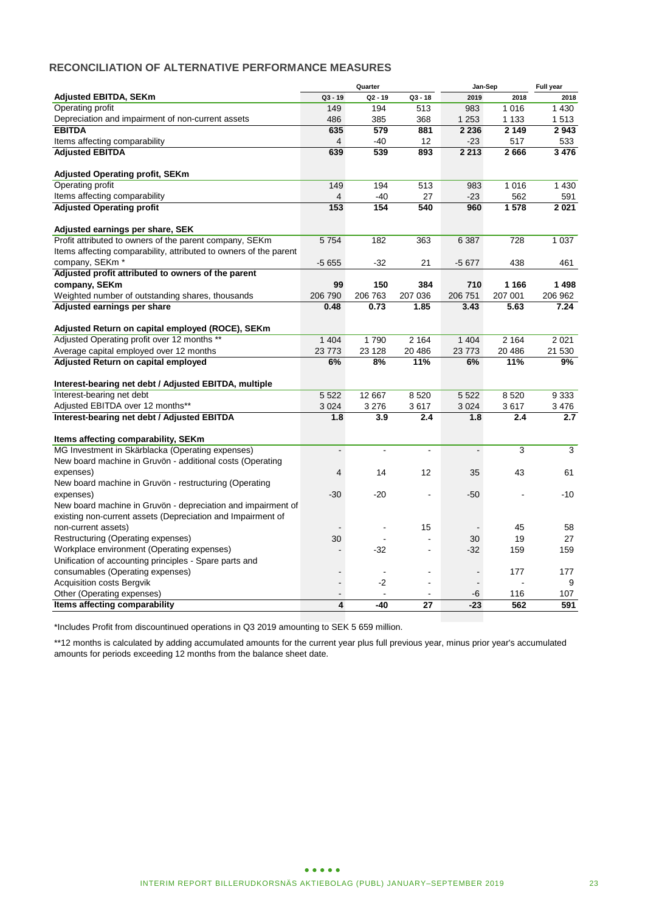## RECONCILIATION OF ALTERNATIVE PERFORMANCE MEASURES

| | Quarter | | | Jan-Sep | | Full year |
|---|---|---|---|---|---|---|
| **Adjusted EBITDA, SEKm** | Q3 - 19 | Q2 - 19 | Q3 - 18 | 2019 | 2018 | 2018 |
| Operating profit | 149 | 194 | 513 | 983 | 1 016 | 1 430 |
| Depreciation and impairment of non-current assets | 486 | 385 | 368 | 1 253 | 1 133 | 1 513 |
| **EBITDA** | **635** | **579** | **881** | **2 236** | **2 149** | **2 943** |
| Items affecting comparability | 4 | -40 | 12 | -23 | 517 | 533 |
| **Adjusted EBITDA** | **639** | **539** | **893** | **2 213** | **2 666** | **3 476** |
| | | | | | | |
| **Adjusted Operating profit, SEKm** | | | | | | |
| Operating profit | 149 | 194 | 513 | 983 | 1 016 | 1 430 |
| Items affecting comparability | 4 | -40 | 27 | -23 | 562 | 591 |
| **Adjusted Operating profit** | **153** | **154** | **540** | **960** | **1 578** | **2 021** |
| | | | | | | |
| **Adjusted earnings per share, SEK** | | | | | | |
| Profit attributed to owners of the parent company, SEKm | 5 754 | 182 | 363 | 6 387 | 728 | 1 037 |
| Items affecting comparability, attributed to owners of the parent company, SEKm * | -5 655 | -32 | 21 | -5 677 | 438 | 461 |
| **Adjusted profit attributed to owners of the parent company, SEKm** | **99** | **150** | **384** | **710** | **1 166** | **1 498** |
| Weighted number of outstanding shares, thousands | 206 790 | 206 763 | 207 036 | 206 751 | 207 001 | 206 962 |
| **Adjusted earnings per share** | **0.48** | **0.73** | **1.85** | **3.43** | **5.63** | **7.24** |
| | | | | | | |
| **Adjusted Return on capital employed (ROCE), SEKm** | | | | | | |
| Adjusted Operating profit over 12 months ** | 1 404 | 1 790 | 2 164 | 1 404 | 2 164 | 2 021 |
| Average capital employed over 12 months | 23 773 | 23 128 | 20 486 | 23 773 | 20 486 | 21 530 |
| **Adjusted Return on capital employed** | **6%** | **8%** | **11%** | **6%** | **11%** | **9%** |
| | | | | | | |
| **Interest-bearing net debt / Adjusted EBITDA, multiple** | | | | | | |
| Interest-bearing net debt | 5 522 | 12 667 | 8 520 | 5 522 | 8 520 | 9 333 |
| Adjusted EBITDA over 12 months** | 3 024 | 3 276 | 3 617 | 3 024 | 3 617 | 3 476 |
| **Interest-bearing net debt / Adjusted EBITDA** | **1.8** | **3.9** | **2.4** | **1.8** | **2.4** | **2.7** |
| | | | | | | |
| **Items affecting comparability, SEKm** | | | | | | |
| MG Investment in Skärblacka (Operating expenses) | - | - | - | - | 3 | 3 |
| New board machine in Gruvön - additional costs (Operating expenses) | 4 | 14 | 12 | 35 | 43 | 61 |
| New board machine in Gruvön - restructuring (Operating expenses) | -30 | -20 | - | -50 | - | -10 |
| New board machine in Gruvön - depreciation and impairment of existing non-current assets (Depreciation and Impairment of non-current assets) | - | - | 15 | - | 45 | 58 |
| Restructuring (Operating expenses) | 30 | - | - | 30 | 19 | 27 |
| Workplace environment (Operating expenses) | - | -32 | - | -32 | 159 | 159 |
| Unification of accounting principles - Spare parts and consumables (Operating expenses) | - | - | - | - | 177 | 177 |
| Acquisition costs Bergvik | - | -2 | - | - | - | 9 |
| Other (Operating expenses) | - | - | - | -6 | 116 | 107 |
| **Items affecting comparability** | **4** | **-40** | **27** | **-23** | **562** | **591** |

*Includes Profit from discountinued operations in Q3 2019 amounting to SEK 5 659 million.

**12 months is calculated by adding accumulated amounts for the current year plus full previous year, minus prior year's accumulated amounts for periods exceeding 12 months from the balance sheet date.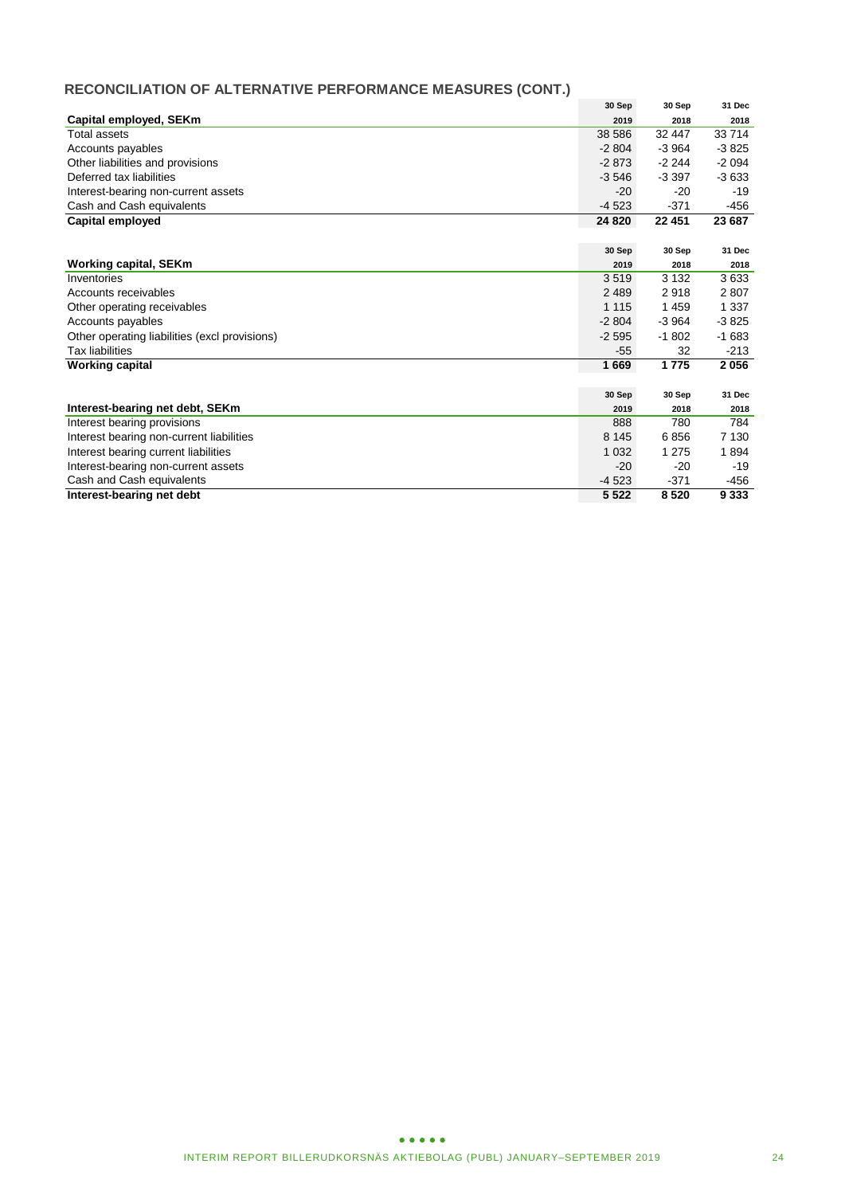## RECONCILIATION OF ALTERNATIVE PERFORMANCE MEASURES (CONT.)

| Capital employed, SEKm | 30 Sep 2019 | 30 Sep 2018 | 31 Dec 2018 |
|---|---|---|---|
| Total assets | 38 586 | 32 447 | 33 714 |
| Accounts payables | -2 804 | -3 964 | -3 825 |
| Other liabilities and provisions | -2 873 | -2 244 | -2 094 |
| Deferred tax liabilities | -3 546 | -3 397 | -3 633 |
| Interest-bearing non-current assets | -20 | -20 | -19 |
| Cash and Cash equivalents | -4 523 | -371 | -456 |
| **Capital employed** | **24 820** | **22 451** | **23 687** |

| Working capital, SEKm | 30 Sep 2019 | 30 Sep 2018 | 31 Dec 2018 |
|---|---|---|---|
| Inventories | 3 519 | 3 132 | 3 633 |
| Accounts receivables | 2 489 | 2 918 | 2 807 |
| Other operating receivables | 1 115 | 1 459 | 1 337 |
| Accounts payables | -2 804 | -3 964 | -3 825 |
| Other operating liabilities (excl provisions) | -2 595 | -1 802 | -1 683 |
| Tax liabilities | -55 | 32 | -213 |
| **Working capital** | **1 669** | **1 775** | **2 056** |

| Interest-bearing net debt, SEKm | 30 Sep 2019 | 30 Sep 2018 | 31 Dec 2018 |
|---|---|---|---|
| Interest bearing provisions | 888 | 780 | 784 |
| Interest bearing non-current liabilities | 8 145 | 6 856 | 7 130 |
| Interest bearing current liabilities | 1 032 | 1 275 | 1 894 |
| Interest-bearing non-current assets | -20 | -20 | -19 |
| Cash and Cash equivalents | -4 523 | -371 | -456 |
| **Interest-bearing net debt** | **5 522** | **8 520** | **9 333** |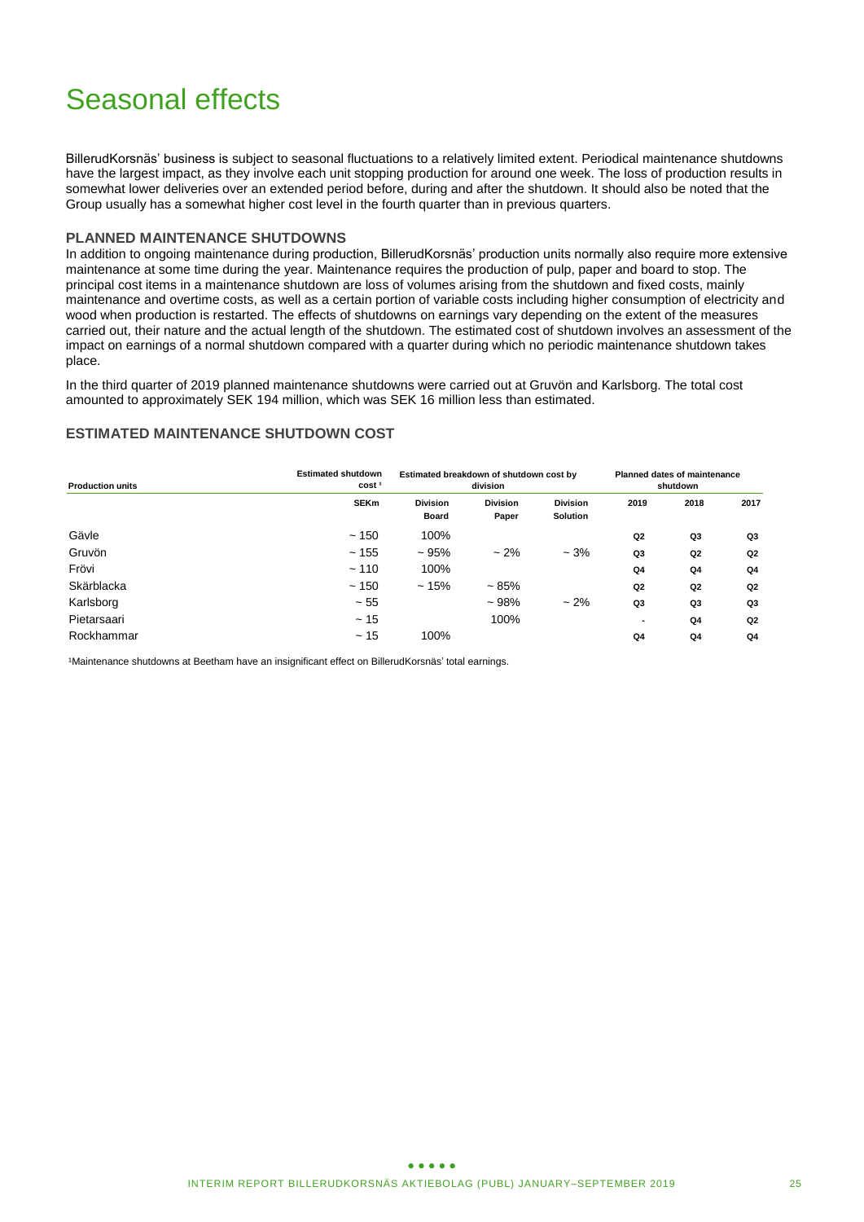# Seasonal effects

BillerudKorsnäs' business is subject to seasonal fluctuations to a relatively limited extent. Periodical maintenance shutdowns have the largest impact, as they involve each unit stopping production for around one week. The loss of production results in somewhat lower deliveries over an extended period before, during and after the shutdown. It should also be noted that the Group usually has a somewhat higher cost level in the fourth quarter than in previous quarters.

### PLANNED MAINTENANCE SHUTDOWNS

In addition to ongoing maintenance during production, BillerudKorsnäs' production units normally also require more extensive maintenance at some time during the year. Maintenance requires the production of pulp, paper and board to stop. The principal cost items in a maintenance shutdown are loss of volumes arising from the shutdown and fixed costs, mainly maintenance and overtime costs, as well as a certain portion of variable costs including higher consumption of electricity and wood when production is restarted. The effects of shutdowns on earnings vary depending on the extent of the measures carried out, their nature and the actual length of the shutdown. The estimated cost of shutdown involves an assessment of the impact on earnings of a normal shutdown compared with a quarter during which no periodic maintenance shutdown takes place.

In the third quarter of 2019 planned maintenance shutdowns were carried out at Gruvön and Karlsborg. The total cost amounted to approximately SEK 194 million, which was SEK 16 million less than estimated.

### ESTIMATED MAINTENANCE SHUTDOWN COST

| Production units | Estimated shutdown cost [1] | Estimated breakdown of shutdown cost by division | | | Planned dates of maintenance shutdown | | |
|---|---|---|---|---|---|---|---|
| | SEKm | Division Board | Division Paper | Division Solution | 2019 | 2018 | 2017 |
| Gävle | ~ 150 | 100% | | | Q2 | Q3 | Q3 |
| Gruvön | ~ 155 | ~ 95% | ~ 2% | ~ 3% | Q3 | Q2 | Q2 |
| Frövi | ~ 110 | 100% | | | Q4 | Q4 | Q4 |
| Skärblacka | ~ 150 | ~ 15% | ~ 85% | | Q2 | Q2 | Q2 |
| Karlsborg | ~ 55 | | ~ 98% | ~ 2% | Q3 | Q3 | Q3 |
| Pietarsaari | ~ 15 | | 100% | | - | Q4 | Q2 |
| Rockhammar | ~ 15 | 100% | | | Q4 | Q4 | Q4 |

[1]Maintenance shutdowns at Beetham have an insignificant effect on BillerudKorsnäs' total earnings.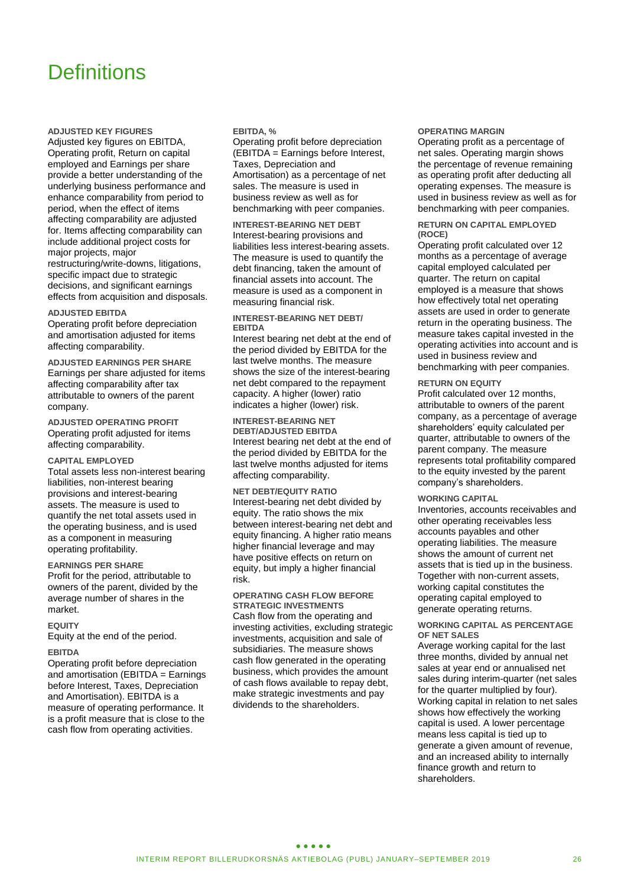# Definitions

### ADJUSTED KEY FIGURES

Adjusted key figures on EBITDA, Operating profit, Return on capital employed and Earnings per share provide a better understanding of the underlying business performance and enhance comparability from period to period, when the effect of items affecting comparability are adjusted for. Items affecting comparability can include additional project costs for major projects, major restructuring/write-downs, litigations, specific impact due to strategic decisions, and significant earnings effects from acquisition and disposals.

### ADJUSTED EBITDA

Operating profit before depreciation and amortisation adjusted for items affecting comparability.

### ADJUSTED EARNINGS PER SHARE

Earnings per share adjusted for items affecting comparability after tax attributable to owners of the parent company.

### ADJUSTED OPERATING PROFIT

Operating profit adjusted for items affecting comparability.

### CAPITAL EMPLOYED

Total assets less non-interest bearing liabilities, non-interest bearing provisions and interest-bearing assets. The measure is used to quantify the net total assets used in the operating business, and is used as a component in measuring operating profitability.

### EARNINGS PER SHARE

Profit for the period, attributable to owners of the parent, divided by the average number of shares in the market.

### EQUITY

Equity at the end of the period.

### EBITDA

Operating profit before depreciation and amortisation (EBITDA = Earnings before Interest, Taxes, Depreciation and Amortisation). EBITDA is a measure of operating performance. It is a profit measure that is close to the cash flow from operating activities.

### EBITDA, %

Operating profit before depreciation (EBITDA = Earnings before Interest, Taxes, Depreciation and Amortisation) as a percentage of net sales. The measure is used in business review as well as for benchmarking with peer companies.

### INTEREST-BEARING NET DEBT

Interest-bearing provisions and liabilities less interest-bearing assets. The measure is used to quantify the debt financing, taken the amount of financial assets into account. The measure is used as a component in measuring financial risk.

### INTEREST-BEARING NET DEBT/ EBITDA

Interest bearing net debt at the end of the period divided by EBITDA for the last twelve months. The measure shows the size of the interest-bearing net debt compared to the repayment capacity. A higher (lower) ratio indicates a higher (lower) risk.

### INTEREST-BEARING NET DEBT/ADJUSTED EBITDA

Interest bearing net debt at the end of the period divided by EBITDA for the last twelve months adjusted for items affecting comparability.

### NET DEBT/EQUITY RATIO

Interest-bearing net debt divided by equity. The ratio shows the mix between interest-bearing net debt and equity financing. A higher ratio means higher financial leverage and may have positive effects on return on equity, but imply a higher financial risk.

### OPERATING CASH FLOW BEFORE STRATEGIC INVESTMENTS

Cash flow from the operating and investing activities, excluding strategic investments, acquisition and sale of subsidiaries. The measure shows cash flow generated in the operating business, which provides the amount of cash flows available to repay debt, make strategic investments and pay dividends to the shareholders.

### OPERATING MARGIN

Operating profit as a percentage of net sales. Operating margin shows the percentage of revenue remaining as operating profit after deducting all operating expenses. The measure is used in business review as well as for benchmarking with peer companies.

### RETURN ON CAPITAL EMPLOYED (ROCE)

Operating profit calculated over 12 months as a percentage of average capital employed calculated per quarter. The return on capital employed is a measure that shows how effectively total net operating assets are used in order to generate return in the operating business. The measure takes capital invested in the operating activities into account and is used in business review and benchmarking with peer companies.

### RETURN ON EQUITY

Profit calculated over 12 months, attributable to owners of the parent company, as a percentage of average shareholders' equity calculated per quarter, attributable to owners of the parent company. The measure represents total profitability compared to the equity invested by the parent company's shareholders.

### WORKING CAPITAL

Inventories, accounts receivables and other operating receivables less accounts payables and other operating liabilities. The measure shows the amount of current net assets that is tied up in the business. Together with non-current assets, working capital constitutes the operating capital employed to generate operating returns.

### WORKING CAPITAL AS PERCENTAGE OF NET SALES

Average working capital for the last three months, divided by annual net sales at year end or annualised net sales during interim-quarter (net sales for the quarter multiplied by four). Working capital in relation to net sales shows how effectively the working capital is used. A lower percentage means less capital is tied up to generate a given amount of revenue, and an increased ability to internally finance growth and return to shareholders.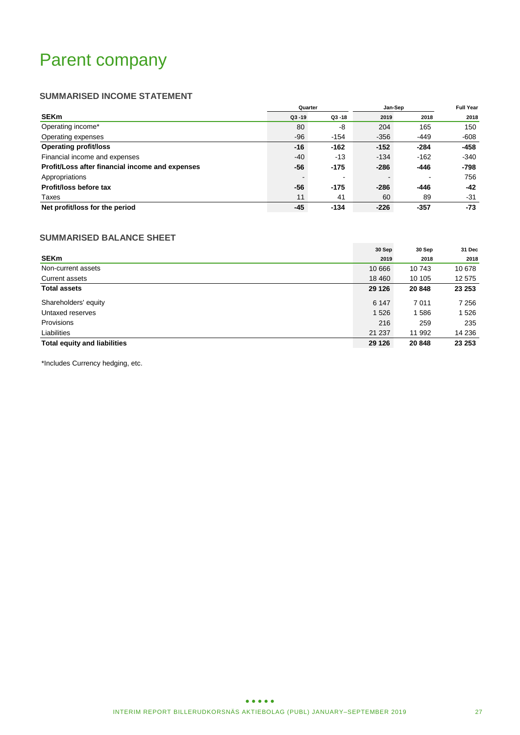# Parent company

### SUMMARISED INCOME STATEMENT

| | Quarter | | Jan-Sep | | Full Year |
|---|---|---|---|---|---|
| **SEKm** | Q3 -19 | Q3 -18 | 2019 | 2018 | 2018 |
| Operating income* | 80 | -8 | 204 | 165 | 150 |
| Operating expenses | -96 | -154 | -356 | -449 | -608 |
| **Operating profit/loss** | **-16** | **-162** | **-152** | **-284** | **-458** |
| Financial income and expenses | -40 | -13 | -134 | -162 | -340 |
| **Profit/Loss after financial income and expenses** | **-56** | **-175** | **-286** | **-446** | **-798** |
| Appropriations | - | - | - | - | 756 |
| **Profit/loss before tax** | **-56** | **-175** | **-286** | **-446** | **-42** |
| Taxes | 11 | 41 | 60 | 89 | -31 |
| **Net profit/loss for the period** | **-45** | **-134** | **-226** | **-357** | **-73** |

### SUMMARISED BALANCE SHEET

| **SEKm** | 30 Sep 2019 | 30 Sep 2018 | 31 Dec 2018 |
|---|---|---|---|
| Non-current assets | 10 666 | 10 743 | 10 678 |
| Current assets | 18 460 | 10 105 | 12 575 |
| **Total assets** | **29 126** | **20 848** | **23 253** |
| Shareholders' equity | 6 147 | 7 011 | 7 256 |
| Untaxed reserves | 1 526 | 1 586 | 1 526 |
| Provisions | 216 | 259 | 235 |
| Liabilities | 21 237 | 11 992 | 14 236 |
| **Total equity and liabilities** | **29 126** | **20 848** | **23 253** |

*Includes Currency hedging, etc.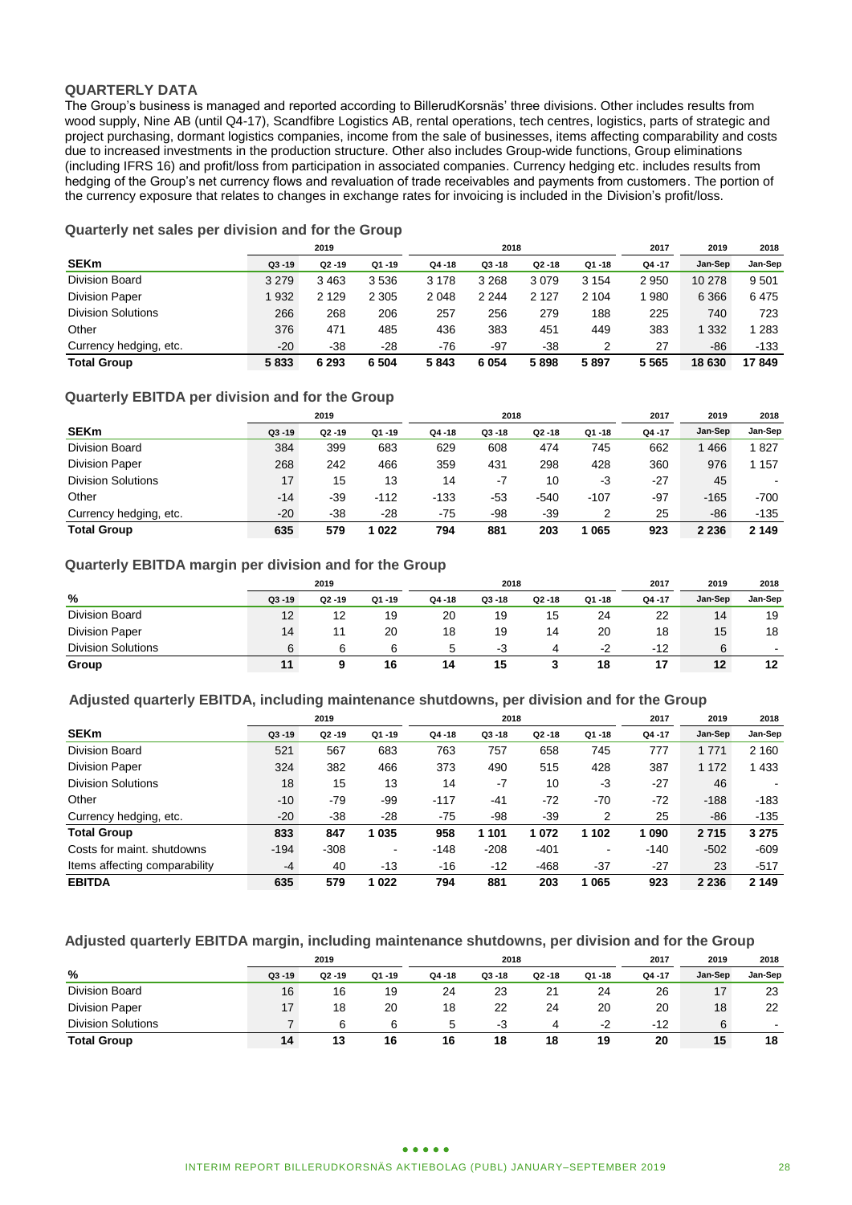## QUARTERLY DATA

The Group's business is managed and reported according to BillerudKorsnäs' three divisions. Other includes results from wood supply, Nine AB (until Q4-17), Scandfibre Logistics AB, rental operations, tech centres, logistics, parts of strategic and project purchasing, dormant logistics companies, income from the sale of businesses, items affecting comparability and costs due to increased investments in the production structure. Other also includes Group-wide functions, Group eliminations (including IFRS 16) and profit/loss from participation in associated companies. Currency hedging etc. includes results from hedging of the Group's net currency flows and revaluation of trade receivables and payments from customers. The portion of the currency exposure that relates to changes in exchange rates for invoicing is included in the Division's profit/loss.

### Quarterly net sales per division and for the Group

| | 2019 | | | 2018 | | | | 2017 | 2019 | 2018 |
|---|---|---|---|---|---|---|---|---|---|---|
| **SEKm** | Q3 -19 | Q2 -19 | Q1 -19 | Q4 -18 | Q3 -18 | Q2 -18 | Q1 -18 | Q4 -17 | Jan-Sep | Jan-Sep |
| Division Board | 3 279 | 3 463 | 3 536 | 3 178 | 3 268 | 3 079 | 3 154 | 2 950 | 10 278 | 9 501 |
| Division Paper | 1 932 | 2 129 | 2 305 | 2 048 | 2 244 | 2 127 | 2 104 | 1 980 | 6 366 | 6 475 |
| Division Solutions | 266 | 268 | 206 | 257 | 256 | 279 | 188 | 225 | 740 | 723 |
| Other | 376 | 471 | 485 | 436 | 383 | 451 | 449 | 383 | 1 332 | 1 283 |
| Currency hedging, etc. | -20 | -38 | -28 | -76 | -97 | -38 | 2 | 27 | -86 | -133 |
| **Total Group** | **5 833** | **6 293** | **6 504** | **5 843** | **6 054** | **5 898** | **5 897** | **5 565** | **18 630** | **17 849** |

### Quarterly EBITDA per division and for the Group

| | 2019 | | | 2018 | | | | 2017 | 2019 | 2018 |
|---|---|---|---|---|---|---|---|---|---|---|
| **SEKm** | Q3 -19 | Q2 -19 | Q1 -19 | Q4 -18 | Q3 -18 | Q2 -18 | Q1 -18 | Q4 -17 | Jan-Sep | Jan-Sep |
| Division Board | 384 | 399 | 683 | 629 | 608 | 474 | 745 | 662 | 1 466 | 1 827 |
| Division Paper | 268 | 242 | 466 | 359 | 431 | 298 | 428 | 360 | 976 | 1 157 |
| Division Solutions | 17 | 15 | 13 | 14 | -7 | 10 | -3 | -27 | 45 | - |
| Other | -14 | -39 | -112 | -133 | -53 | -540 | -107 | -97 | -165 | -700 |
| Currency hedging, etc. | -20 | -38 | -28 | -75 | -98 | -39 | 2 | 25 | -86 | -135 |
| **Total Group** | **635** | **579** | **1 022** | **794** | **881** | **203** | **1 065** | **923** | **2 236** | **2 149** |

### Quarterly EBITDA margin per division and for the Group

| | 2019 | | | 2018 | | | | 2017 | 2019 | 2018 |
|---|---|---|---|---|---|---|---|---|---|---|
| **%** | Q3 -19 | Q2 -19 | Q1 -19 | Q4 -18 | Q3 -18 | Q2 -18 | Q1 -18 | Q4 -17 | Jan-Sep | Jan-Sep |
| Division Board | 12 | 12 | 19 | 20 | 19 | 15 | 24 | 22 | 14 | 19 |
| Division Paper | 14 | 11 | 20 | 18 | 19 | 14 | 20 | 18 | 15 | 18 |
| Division Solutions | 6 | 6 | 6 | 5 | -3 | 4 | -2 | -12 | 6 | - |
| **Group** | **11** | **9** | **16** | **14** | **15** | **3** | **18** | **17** | **12** | **12** |

### Adjusted quarterly EBITDA, including maintenance shutdowns, per division and for the Group

| | 2019 | | | 2018 | | | | 2017 | 2019 | 2018 |
|---|---|---|---|---|---|---|---|---|---|---|
| **SEKm** | Q3 -19 | Q2 -19 | Q1 -19 | Q4 -18 | Q3 -18 | Q2 -18 | Q1 -18 | Q4 -17 | Jan-Sep | Jan-Sep |
| Division Board | 521 | 567 | 683 | 763 | 757 | 658 | 745 | 777 | 1 771 | 2 160 |
| Division Paper | 324 | 382 | 466 | 373 | 490 | 515 | 428 | 387 | 1 172 | 1 433 |
| Division Solutions | 18 | 15 | 13 | 14 | -7 | 10 | -3 | -27 | 46 | - |
| Other | -10 | -79 | -99 | -117 | -41 | -72 | -70 | -72 | -188 | -183 |
| Currency hedging, etc. | -20 | -38 | -28 | -75 | -98 | -39 | 2 | 25 | -86 | -135 |
| **Total Group** | **833** | **847** | **1 035** | **958** | **1 101** | **1 072** | **1 102** | **1 090** | **2 715** | **3 275** |
| Costs for maint. shutdowns | -194 | -308 | - | -148 | -208 | -401 | - | -140 | -502 | -609 |
| Items affecting comparability | -4 | 40 | -13 | -16 | -12 | -468 | -37 | -27 | 23 | -517 |
| **EBITDA** | **635** | **579** | **1 022** | **794** | **881** | **203** | **1 065** | **923** | **2 236** | **2 149** |

### Adjusted quarterly EBITDA margin, including maintenance shutdowns, per division and for the Group

| | 2019 | | | 2018 | | | | 2017 | 2019 | 2018 |
|---|---|---|---|---|---|---|---|---|---|---|
| **%** | Q3 -19 | Q2 -19 | Q1 -19 | Q4 -18 | Q3 -18 | Q2 -18 | Q1 -18 | Q4 -17 | Jan-Sep | Jan-Sep |
| Division Board | 16 | 16 | 19 | 24 | 23 | 21 | 24 | 26 | 17 | 23 |
| Division Paper | 17 | 18 | 20 | 18 | 22 | 24 | 20 | 20 | 18 | 22 |
| Division Solutions | 7 | 6 | 6 | 5 | -3 | 4 | -2 | -12 | 6 | - |
| **Total Group** | **14** | **13** | **16** | **16** | **18** | **18** | **19** | **20** | **15** | **18** |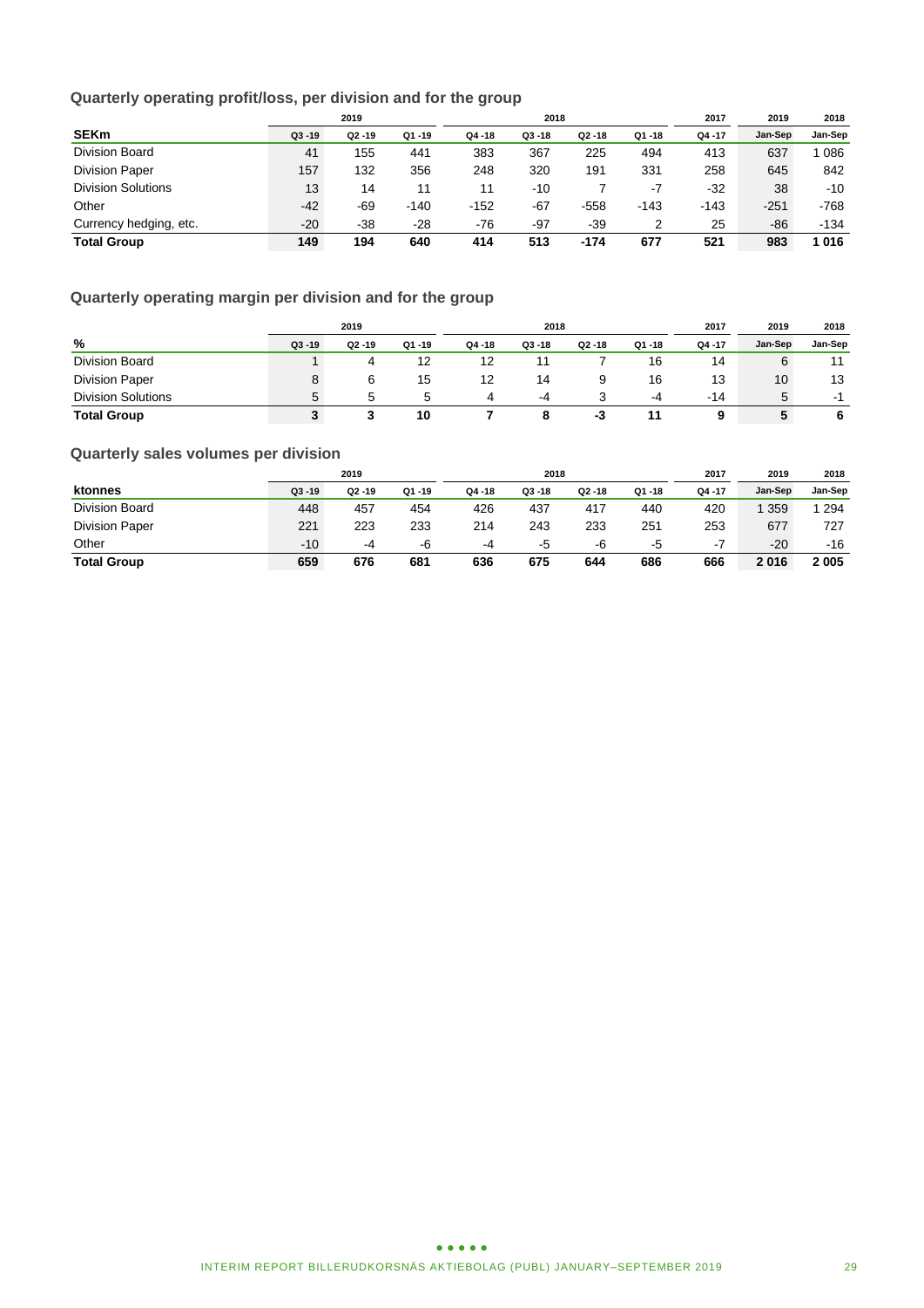### Quarterly operating profit/loss, per division and for the group

| | 2019 | | | 2018 | | | | 2017 | 2019 | 2018 |
|---|---|---|---|---|---|---|---|---|---|---|
| **SEKm** | Q3 -19 | Q2 -19 | Q1 -19 | Q4 -18 | Q3 -18 | Q2 -18 | Q1 -18 | Q4 -17 | Jan-Sep | Jan-Sep |
| Division Board | 41 | 155 | 441 | 383 | 367 | 225 | 494 | 413 | 637 | 1 086 |
| Division Paper | 157 | 132 | 356 | 248 | 320 | 191 | 331 | 258 | 645 | 842 |
| Division Solutions | 13 | 14 | 11 | 11 | -10 | 7 | -7 | -32 | 38 | -10 |
| Other | -42 | -69 | -140 | -152 | -67 | -558 | -143 | -143 | -251 | -768 |
| Currency hedging, etc. | -20 | -38 | -28 | -76 | -97 | -39 | 2 | 25 | -86 | -134 |
| **Total Group** | **149** | **194** | **640** | **414** | **513** | **-174** | **677** | **521** | **983** | **1 016** |

### Quarterly operating margin per division and for the group

| | 2019 | | | 2018 | | | | 2017 | 2019 | 2018 |
|---|---|---|---|---|---|---|---|---|---|---|
| **%** | Q3 -19 | Q2 -19 | Q1 -19 | Q4 -18 | Q3 -18 | Q2 -18 | Q1 -18 | Q4 -17 | Jan-Sep | Jan-Sep |
| Division Board | 1 | 4 | 12 | 12 | 11 | 7 | 16 | 14 | 6 | 11 |
| Division Paper | 8 | 6 | 15 | 12 | 14 | 9 | 16 | 13 | 10 | 13 |
| Division Solutions | 5 | 5 | 5 | 4 | -4 | 3 | -4 | -14 | 5 | -1 |
| **Total Group** | **3** | **3** | **10** | **7** | **8** | **-3** | **11** | **9** | **5** | **6** |

### Quarterly sales volumes per division

| | 2019 | | | 2018 | | | | 2017 | 2019 | 2018 |
|---|---|---|---|---|---|---|---|---|---|---|
| **ktonnes** | Q3 -19 | Q2 -19 | Q1 -19 | Q4 -18 | Q3 -18 | Q2 -18 | Q1 -18 | Q4 -17 | Jan-Sep | Jan-Sep |
| Division Board | 448 | 457 | 454 | 426 | 437 | 417 | 440 | 420 | 1 359 | 1 294 |
| Division Paper | 221 | 223 | 233 | 214 | 243 | 233 | 251 | 253 | 677 | 727 |
| Other | -10 | -4 | -6 | -4 | -5 | -6 | -5 | -7 | -20 | -16 |
| **Total Group** | **659** | **676** | **681** | **636** | **675** | **644** | **686** | **666** | **2 016** | **2 005** |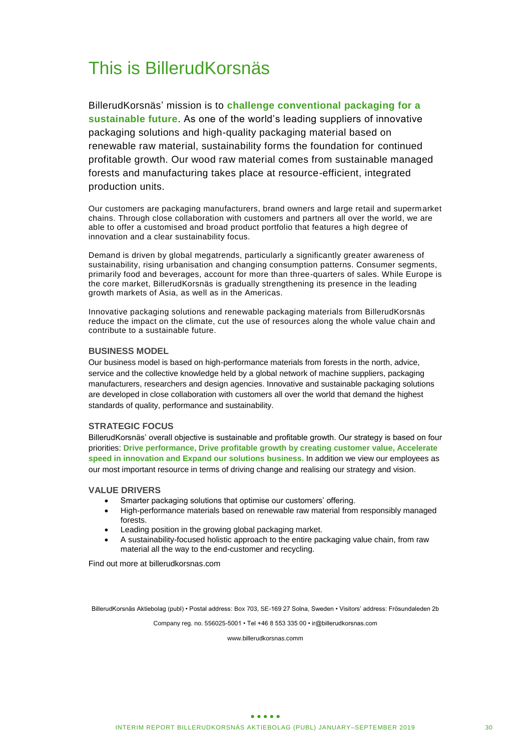# This is BillerudKorsnäs

BillerudKorsnäs' mission is to **challenge conventional packaging for a sustainable future**. As one of the world's leading suppliers of innovative packaging solutions and high-quality packaging material based on renewable raw material, sustainability forms the foundation for continued profitable growth. Our wood raw material comes from sustainable managed forests and manufacturing takes place at resource-efficient, integrated production units.

Our customers are packaging manufacturers, brand owners and large retail and supermarket chains. Through close collaboration with customers and partners all over the world, we are able to offer a customised and broad product portfolio that features a high degree of innovation and a clear sustainability focus.

Demand is driven by global megatrends, particularly a significantly greater awareness of sustainability, rising urbanisation and changing consumption patterns. Consumer segments, primarily food and beverages, account for more than three-quarters of sales. While Europe is the core market, BillerudKorsnäs is gradually strengthening its presence in the leading growth markets of Asia, as well as in the Americas.

Innovative packaging solutions and renewable packaging materials from BillerudKorsnäs reduce the impact on the climate, cut the use of resources along the whole value chain and contribute to a sustainable future.

## BUSINESS MODEL

Our business model is based on high-performance materials from forests in the north, advice, service and the collective knowledge held by a global network of machine suppliers, packaging manufacturers, researchers and design agencies. Innovative and sustainable packaging solutions are developed in close collaboration with customers all over the world that demand the highest standards of quality, performance and sustainability.

## STRATEGIC FOCUS

BillerudKorsnäs' overall objective is sustainable and profitable growth. Our strategy is based on four priorities: **Drive performance, Drive profitable growth by creating customer value, Accelerate speed in innovation and Expand our solutions business.** In addition we view our employees as our most important resource in terms of driving change and realising our strategy and vision.

## VALUE DRIVERS

- Smarter packaging solutions that optimise our customers' offering.
- High-performance materials based on renewable raw material from responsibly managed forests.
- Leading position in the growing global packaging market.
- A sustainability-focused holistic approach to the entire packaging value chain, from raw material all the way to the end-customer and recycling.

Find out more at billerudkorsnas.com

BillerudKorsnäs Aktiebolag (publ) • Postal address: Box 703, SE-169 27 Solna, Sweden • Visitors' address: Frösundaleden 2b

Company reg. no. 556025-5001 • Tel +46 8 553 335 00 • ir@billerudkorsnas.com

www.billerudkorsnas.comm